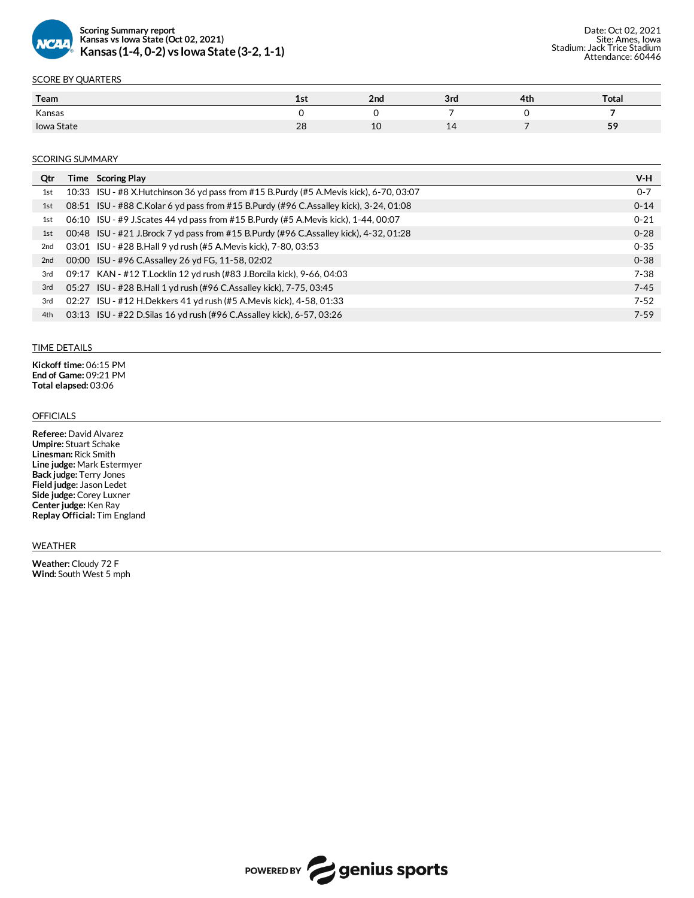**Scoring Summary report**
**Kansas vs Iowa State (Oct 02, 2021)**
# Kansas (1-4, 0-2) vs Iowa State (3-2, 1-1)

Date: Oct 02, 2021
Site: Ames, Iowa
Stadium: Jack Trice Stadium
Attendance: 60446

## SCORE BY QUARTERS

| Team | 1st | 2nd | 3rd | 4th | Total |
|---|---|---|---|---|---|
| Kansas | 0 | 0 | 7 | 0 | **7** |
| Iowa State | 28 | 10 | 14 | 7 | **59** |

## SCORING SUMMARY

| Qtr | Time | Scoring Play | V-H |
|---|---|---|---|
| 1st | 10:33 | ISU - #8 X.Hutchinson 36 yd pass from #15 B.Purdy (#5 A.Mevis kick), 6-70, 03:07 | 0-7 |
| 1st | 08:51 | ISU - #88 C.Kolar 6 yd pass from #15 B.Purdy (#96 C.Assalley kick), 3-24, 01:08 | 0-14 |
| 1st | 06:10 | ISU - #9 J.Scates 44 yd pass from #15 B.Purdy (#5 A.Mevis kick), 1-44, 00:07 | 0-21 |
| 1st | 00:48 | ISU - #21 J.Brock 7 yd pass from #15 B.Purdy (#96 C.Assalley kick), 4-32, 01:28 | 0-28 |
| 2nd | 03:01 | ISU - #28 B.Hall 9 yd rush (#5 A.Mevis kick), 7-80, 03:53 | 0-35 |
| 2nd | 00:00 | ISU - #96 C.Assalley 26 yd FG, 11-58, 02:02 | 0-38 |
| 3rd | 09:17 | KAN - #12 T.Locklin 12 yd rush (#83 J.Borcila kick), 9-66, 04:03 | 7-38 |
| 3rd | 05:27 | ISU - #28 B.Hall 1 yd rush (#96 C.Assalley kick), 7-75, 03:45 | 7-45 |
| 3rd | 02:27 | ISU - #12 H.Dekkers 41 yd rush (#5 A.Mevis kick), 4-58, 01:33 | 7-52 |
| 4th | 03:13 | ISU - #22 D.Silas 16 yd rush (#96 C.Assalley kick), 6-57, 03:26 | 7-59 |

## TIME DETAILS

**Kickoff time:** 06:15 PM
**End of Game:** 09:21 PM
**Total elapsed:** 03:06

## OFFICIALS

**Referee:** David Alvarez
**Umpire:** Stuart Schake
**Linesman:** Rick Smith
**Line judge:** Mark Estermyer
**Back judge:** Terry Jones
**Field judge:** Jason Ledet
**Side judge:** Corey Luxner
**Center judge:** Ken Ray
**Replay Official:** Tim England

## WEATHER

**Weather:** Cloudy 72 F
**Wind:** South West 5 mph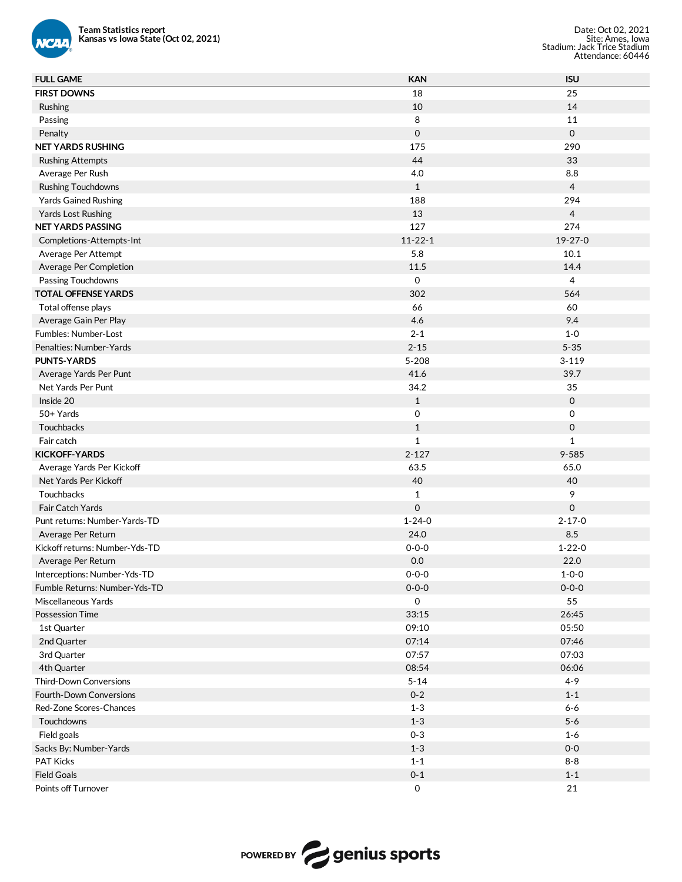**Team Statistics report**
**Kansas vs Iowa State (Oct 02, 2021)**

Date: Oct 02, 2021
Site: Ames, Iowa
Stadium: Jack Trice Stadium
Attendance: 60446

| FULL GAME | KAN | ISU |
|---|---|---|
| **FIRST DOWNS** | 18 | 25 |
| Rushing | 10 | 14 |
| Passing | 8 | 11 |
| Penalty | 0 | 0 |
| **NET YARDS RUSHING** | 175 | 290 |
| Rushing Attempts | 44 | 33 |
| Average Per Rush | 4.0 | 8.8 |
| Rushing Touchdowns | 1 | 4 |
| Yards Gained Rushing | 188 | 294 |
| Yards Lost Rushing | 13 | 4 |
| **NET YARDS PASSING** | 127 | 274 |
| Completions-Attempts-Int | 11-22-1 | 19-27-0 |
| Average Per Attempt | 5.8 | 10.1 |
| Average Per Completion | 11.5 | 14.4 |
| Passing Touchdowns | 0 | 4 |
| **TOTAL OFFENSE YARDS** | 302 | 564 |
| Total offense plays | 66 | 60 |
| Average Gain Per Play | 4.6 | 9.4 |
| Fumbles: Number-Lost | 2-1 | 1-0 |
| Penalties: Number-Yards | 2-15 | 5-35 |
| **PUNTS-YARDS** | 5-208 | 3-119 |
| Average Yards Per Punt | 41.6 | 39.7 |
| Net Yards Per Punt | 34.2 | 35 |
| Inside 20 | 1 | 0 |
| 50+ Yards | 0 | 0 |
| Touchbacks | 1 | 0 |
| Fair catch | 1 | 1 |
| **KICKOFF-YARDS** | 2-127 | 9-585 |
| Average Yards Per Kickoff | 63.5 | 65.0 |
| Net Yards Per Kickoff | 40 | 40 |
| Touchbacks | 1 | 9 |
| Fair Catch Yards | 0 | 0 |
| Punt returns: Number-Yards-TD | 1-24-0 | 2-17-0 |
| Average Per Return | 24.0 | 8.5 |
| Kickoff returns: Number-Yds-TD | 0-0-0 | 1-22-0 |
| Average Per Return | 0.0 | 22.0 |
| Interceptions: Number-Yds-TD | 0-0-0 | 1-0-0 |
| Fumble Returns: Number-Yds-TD | 0-0-0 | 0-0-0 |
| Miscellaneous Yards | 0 | 55 |
| Possession Time | 33:15 | 26:45 |
| 1st Quarter | 09:10 | 05:50 |
| 2nd Quarter | 07:14 | 07:46 |
| 3rd Quarter | 07:57 | 07:03 |
| 4th Quarter | 08:54 | 06:06 |
| Third-Down Conversions | 5-14 | 4-9 |
| Fourth-Down Conversions | 0-2 | 1-1 |
| Red-Zone Scores-Chances | 1-3 | 6-6 |
| Touchdowns | 1-3 | 5-6 |
| Field goals | 0-3 | 1-6 |
| Sacks By: Number-Yards | 1-3 | 0-0 |
| PAT Kicks | 1-1 | 8-8 |
| Field Goals | 0-1 | 1-1 |
| Points off Turnover | 0 | 21 |

POWERED BY genius sports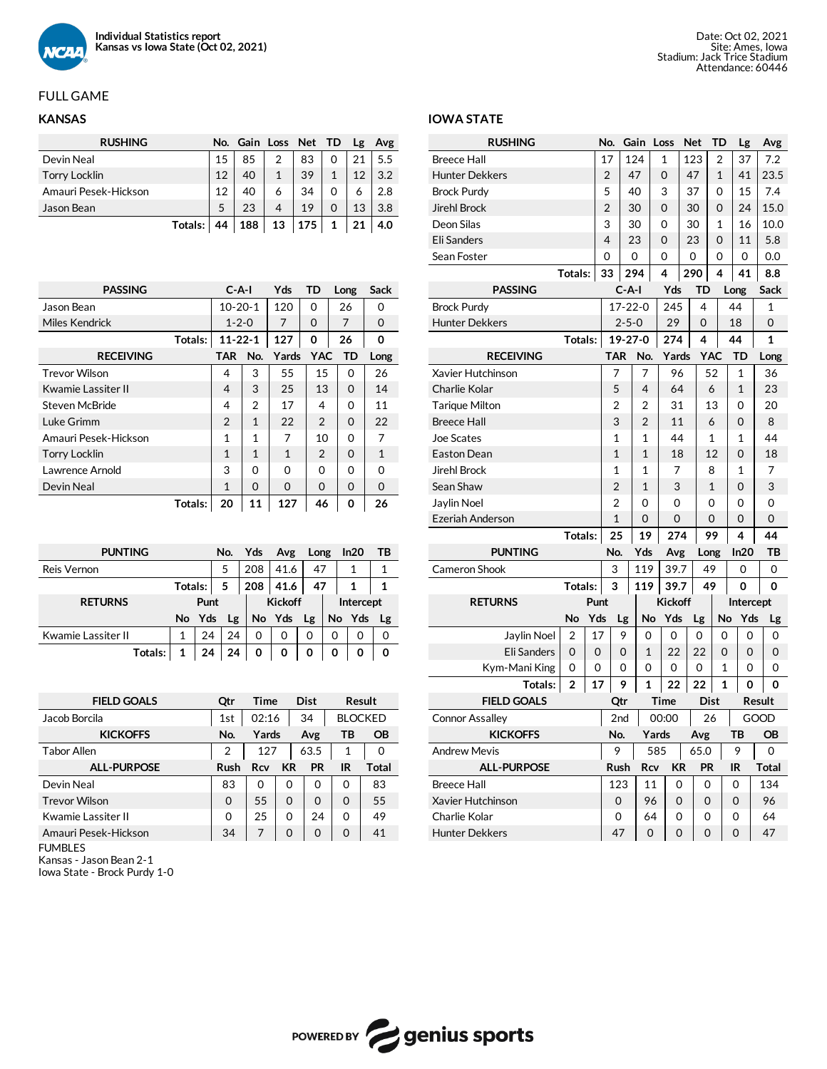**Individual Statistics report**
**Kansas vs Iowa State (Oct 02, 2021)**

Date: Oct 02, 2021
Site: Ames, Iowa
Stadium: Jack Trice Stadium
Attendance: 60446

## FULL GAME

### KANSAS

| RUSHING | No. | Gain | Loss | Net | TD | Lg | Avg |
|---|---|---|---|---|---|---|---|
| Devin Neal | 15 | 85 | 2 | 83 | 0 | 21 | 5.5 |
| Torry Locklin | 12 | 40 | 1 | 39 | 1 | 12 | 3.2 |
| Amauri Pesek-Hickson | 12 | 40 | 6 | 34 | 0 | 6 | 2.8 |
| Jason Bean | 5 | 23 | 4 | 19 | 0 | 13 | 3.8 |
| **Totals:** | **44** | **188** | **13** | **175** | **1** | **21** | **4.0** |

| PASSING | C-A-I | Yds | TD | Long | Sack |
|---|---|---|---|---|---|
| Jason Bean | 10-20-1 | 120 | 0 | 26 | 0 |
| Miles Kendrick | 1-2-0 | 7 | 0 | 7 | 0 |
| **Totals:** | **11-22-1** | **127** | **0** | **26** | **0** |

| RECEIVING | TAR | No. | Yards | YAC | TD | Long |
|---|---|---|---|---|---|---|
| Trevor Wilson | 4 | 3 | 55 | 15 | 0 | 26 |
| Kwamie Lassiter II | 4 | 3 | 25 | 13 | 0 | 14 |
| Steven McBride | 4 | 2 | 17 | 4 | 0 | 11 |
| Luke Grimm | 2 | 1 | 22 | 2 | 0 | 22 |
| Amauri Pesek-Hickson | 1 | 1 | 7 | 10 | 0 | 7 |
| Torry Locklin | 1 | 1 | 1 | 2 | 0 | 1 |
| Lawrence Arnold | 3 | 0 | 0 | 0 | 0 | 0 |
| Devin Neal | 1 | 0 | 0 | 0 | 0 | 0 |
| **Totals:** | **20** | **11** | **127** | **46** | **0** | **26** |

| PUNTING | No. | Yds | Avg | Long | In20 | TB |
|---|---|---|---|---|---|---|
| Reis Vernon | 5 | 208 | 41.6 | 47 | 1 | 1 |
| **Totals:** | **5** | **208** | **41.6** | **47** | **1** | **1** |

| RETURNS | Punt | | | Kickoff | | | Intercept | | |
|---|---|---|---|---|---|---|---|---|---|
| | No | Yds | Lg | No | Yds | Lg | No | Yds | Lg |
| Kwamie Lassiter II | 1 | 24 | 24 | 0 | 0 | 0 | 0 | 0 | 0 |
| **Totals:** | **1** | **24** | **24** | **0** | **0** | **0** | **0** | **0** | **0** |

| FIELD GOALS | Qtr | Time | Dist | Result |
|---|---|---|---|---|
| Jacob Borcila | 1st | 02:16 | 34 | BLOCKED |

| KICKOFFS | No. | Yards | Avg | TB | OB |
|---|---|---|---|---|---|
| Tabor Allen | 2 | 127 | 63.5 | 1 | 0 |

| ALL-PURPOSE | Rush | Rcv | KR | PR | IR | Total |
|---|---|---|---|---|---|---|
| Devin Neal | 83 | 0 | 0 | 0 | 0 | 83 |
| Trevor Wilson | 0 | 55 | 0 | 0 | 0 | 55 |
| Kwamie Lassiter II | 0 | 25 | 0 | 24 | 0 | 49 |
| Amauri Pesek-Hickson | 34 | 7 | 0 | 0 | 0 | 41 |

FUMBLES
Kansas - Jason Bean 2-1
Iowa State - Brock Purdy 1-0

### IOWA STATE

| RUSHING | No. | Gain | Loss | Net | TD | Lg | Avg |
|---|---|---|---|---|---|---|---|
| Breece Hall | 17 | 124 | 1 | 123 | 2 | 37 | 7.2 |
| Hunter Dekkers | 2 | 47 | 0 | 47 | 1 | 41 | 23.5 |
| Brock Purdy | 5 | 40 | 3 | 37 | 0 | 15 | 7.4 |
| Jirehl Brock | 2 | 30 | 0 | 30 | 0 | 24 | 15.0 |
| Deon Silas | 3 | 30 | 0 | 30 | 1 | 16 | 10.0 |
| Eli Sanders | 4 | 23 | 0 | 23 | 0 | 11 | 5.8 |
| Sean Foster | 0 | 0 | 0 | 0 | 0 | 0 | 0.0 |
| **Totals:** | **33** | **294** | **4** | **290** | **4** | **41** | **8.8** |

| PASSING | C-A-I | Yds | TD | Long | Sack |
|---|---|---|---|---|---|
| Brock Purdy | 17-22-0 | 245 | 4 | 44 | 1 |
| Hunter Dekkers | 2-5-0 | 29 | 0 | 18 | 0 |
| **Totals:** | **19-27-0** | **274** | **4** | **44** | **1** |

| RECEIVING | TAR | No. | Yards | YAC | TD | Long |
|---|---|---|---|---|---|---|
| Xavier Hutchinson | 7 | 7 | 96 | 52 | 1 | 36 |
| Charlie Kolar | 5 | 4 | 64 | 6 | 1 | 23 |
| Tarique Milton | 2 | 2 | 31 | 13 | 0 | 20 |
| Breece Hall | 3 | 2 | 11 | 6 | 0 | 8 |
| Joe Scates | 1 | 1 | 44 | 1 | 1 | 44 |
| Easton Dean | 1 | 1 | 18 | 12 | 0 | 18 |
| Jirehl Brock | 1 | 1 | 7 | 8 | 1 | 7 |
| Sean Shaw | 2 | 1 | 3 | 1 | 0 | 3 |
| Jaylin Noel | 2 | 0 | 0 | 0 | 0 | 0 |
| Ezeriah Anderson | 1 | 0 | 0 | 0 | 0 | 0 |
| **Totals:** | **25** | **19** | **274** | **99** | **4** | **44** |

| PUNTING | No. | Yds | Avg | Long | In20 | TB |
|---|---|---|---|---|---|---|
| Cameron Shook | 3 | 119 | 39.7 | 49 | 0 | 0 |
| **Totals:** | **3** | **119** | **39.7** | **49** | **0** | **0** |

| RETURNS | Punt | | | Kickoff | | | Intercept | | |
|---|---|---|---|---|---|---|---|---|---|
| | No | Yds | Lg | No | Yds | Lg | No | Yds | Lg |
| Jaylin Noel | 2 | 17 | 9 | 0 | 0 | 0 | 0 | 0 | 0 |
| Eli Sanders | 0 | 0 | 0 | 1 | 22 | 22 | 0 | 0 | 0 |
| Kym-Mani King | 0 | 0 | 0 | 0 | 0 | 0 | 1 | 0 | 0 |
| **Totals:** | **2** | **17** | **9** | **1** | **22** | **22** | **1** | **0** | **0** |

| FIELD GOALS | Qtr | Time | Dist | Result |
|---|---|---|---|---|
| Connor Assalley | 2nd | 00:00 | 26 | GOOD |

| KICKOFFS | No. | Yards | Avg | TB | OB |
|---|---|---|---|---|---|
| Andrew Mevis | 9 | 585 | 65.0 | 9 | 0 |

| ALL-PURPOSE | Rush | Rcv | KR | PR | IR | Total |
|---|---|---|---|---|---|---|
| Breece Hall | 123 | 11 | 0 | 0 | 0 | 134 |
| Xavier Hutchinson | 0 | 96 | 0 | 0 | 0 | 96 |
| Charlie Kolar | 0 | 64 | 0 | 0 | 0 | 64 |
| Hunter Dekkers | 47 | 0 | 0 | 0 | 0 | 47 |

POWERED BY genius sports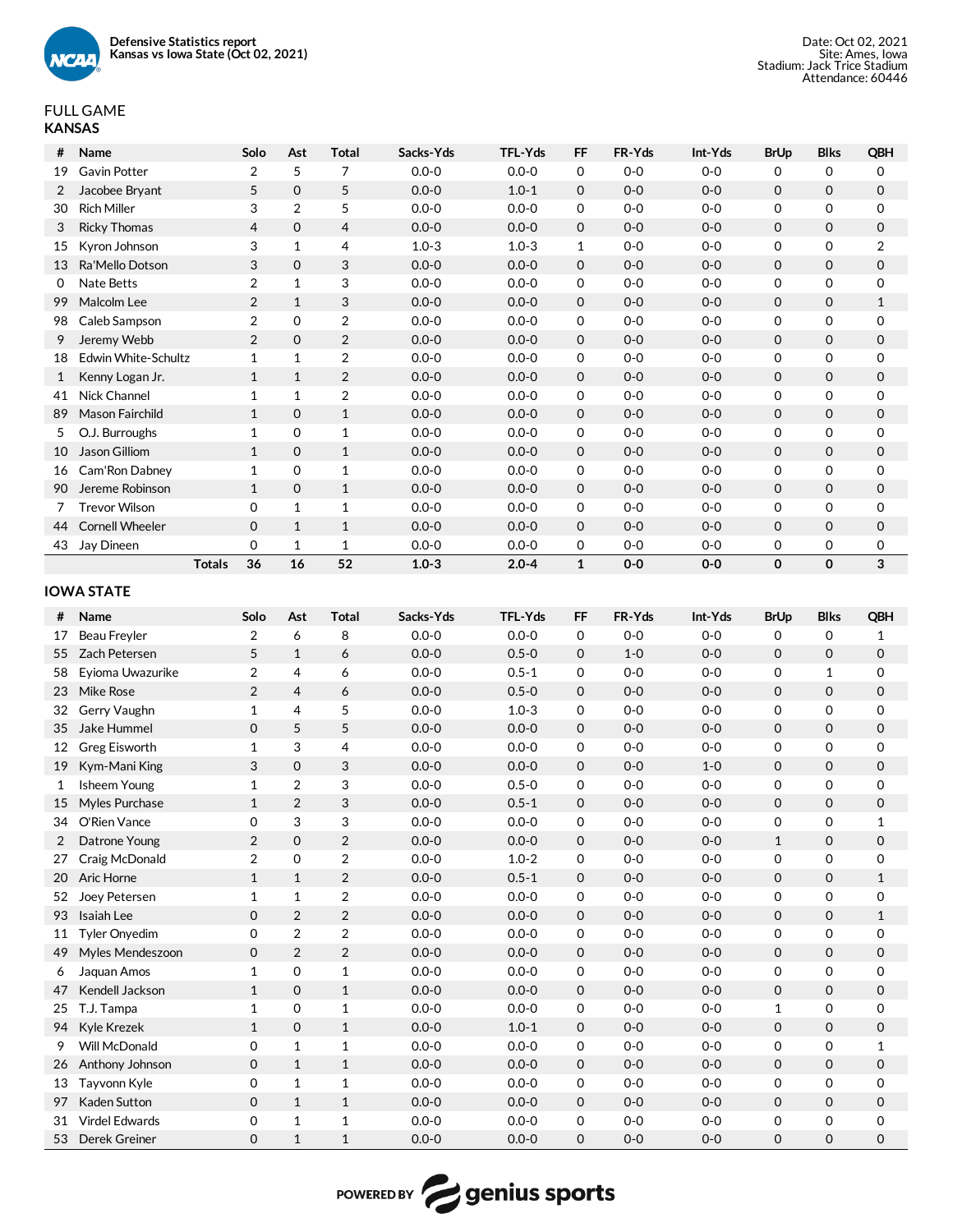**Defensive Statistics report**
**Kansas vs Iowa State (Oct 02, 2021)**

Date: Oct 02, 2021
Site: Ames, Iowa
Stadium: Jack Trice Stadium
Attendance: 60446

FULL GAME
**KANSAS**

| # | Name | Solo | Ast | Total | Sacks-Yds | TFL-Yds | FF | FR-Yds | Int-Yds | BrUp | Blks | QBH |
|---|---|---|---|---|---|---|---|---|---|---|---|---|
| 19 | Gavin Potter | 2 | 5 | 7 | 0.0-0 | 0.0-0 | 0 | 0-0 | 0-0 | 0 | 0 | 0 |
| 2 | Jacobee Bryant | 5 | 0 | 5 | 0.0-0 | 1.0-1 | 0 | 0-0 | 0-0 | 0 | 0 | 0 |
| 30 | Rich Miller | 3 | 2 | 5 | 0.0-0 | 0.0-0 | 0 | 0-0 | 0-0 | 0 | 0 | 0 |
| 3 | Ricky Thomas | 4 | 0 | 4 | 0.0-0 | 0.0-0 | 0 | 0-0 | 0-0 | 0 | 0 | 0 |
| 15 | Kyron Johnson | 3 | 1 | 4 | 1.0-3 | 1.0-3 | 1 | 0-0 | 0-0 | 0 | 0 | 2 |
| 13 | Ra'Mello Dotson | 3 | 0 | 3 | 0.0-0 | 0.0-0 | 0 | 0-0 | 0-0 | 0 | 0 | 0 |
| 0 | Nate Betts | 2 | 1 | 3 | 0.0-0 | 0.0-0 | 0 | 0-0 | 0-0 | 0 | 0 | 0 |
| 99 | Malcolm Lee | 2 | 1 | 3 | 0.0-0 | 0.0-0 | 0 | 0-0 | 0-0 | 0 | 0 | 1 |
| 98 | Caleb Sampson | 2 | 0 | 2 | 0.0-0 | 0.0-0 | 0 | 0-0 | 0-0 | 0 | 0 | 0 |
| 9 | Jeremy Webb | 2 | 0 | 2 | 0.0-0 | 0.0-0 | 0 | 0-0 | 0-0 | 0 | 0 | 0 |
| 18 | Edwin White-Schultz | 1 | 1 | 2 | 0.0-0 | 0.0-0 | 0 | 0-0 | 0-0 | 0 | 0 | 0 |
| 1 | Kenny Logan Jr. | 1 | 1 | 2 | 0.0-0 | 0.0-0 | 0 | 0-0 | 0-0 | 0 | 0 | 0 |
| 41 | Nick Channel | 1 | 1 | 2 | 0.0-0 | 0.0-0 | 0 | 0-0 | 0-0 | 0 | 0 | 0 |
| 89 | Mason Fairchild | 1 | 0 | 1 | 0.0-0 | 0.0-0 | 0 | 0-0 | 0-0 | 0 | 0 | 0 |
| 5 | O.J. Burroughs | 1 | 0 | 1 | 0.0-0 | 0.0-0 | 0 | 0-0 | 0-0 | 0 | 0 | 0 |
| 10 | Jason Gilliom | 1 | 0 | 1 | 0.0-0 | 0.0-0 | 0 | 0-0 | 0-0 | 0 | 0 | 0 |
| 16 | Cam'Ron Dabney | 1 | 0 | 1 | 0.0-0 | 0.0-0 | 0 | 0-0 | 0-0 | 0 | 0 | 0 |
| 90 | Jereme Robinson | 1 | 0 | 1 | 0.0-0 | 0.0-0 | 0 | 0-0 | 0-0 | 0 | 0 | 0 |
| 7 | Trevor Wilson | 0 | 1 | 1 | 0.0-0 | 0.0-0 | 0 | 0-0 | 0-0 | 0 | 0 | 0 |
| 44 | Cornell Wheeler | 0 | 1 | 1 | 0.0-0 | 0.0-0 | 0 | 0-0 | 0-0 | 0 | 0 | 0 |
| 43 | Jay Dineen | 0 | 1 | 1 | 0.0-0 | 0.0-0 | 0 | 0-0 | 0-0 | 0 | 0 | 0 |
| | **Totals** | **36** | **16** | **52** | **1.0-3** | **2.0-4** | **1** | **0-0** | **0-0** | **0** | **0** | **3** |

**IOWA STATE**

| # | Name | Solo | Ast | Total | Sacks-Yds | TFL-Yds | FF | FR-Yds | Int-Yds | BrUp | Blks | QBH |
|---|---|---|---|---|---|---|---|---|---|---|---|---|
| 17 | Beau Freyler | 2 | 6 | 8 | 0.0-0 | 0.0-0 | 0 | 0-0 | 0-0 | 0 | 0 | 1 |
| 55 | Zach Petersen | 5 | 1 | 6 | 0.0-0 | 0.5-0 | 0 | 1-0 | 0-0 | 0 | 0 | 0 |
| 58 | Eyioma Uwazurike | 2 | 4 | 6 | 0.0-0 | 0.5-1 | 0 | 0-0 | 0-0 | 0 | 1 | 0 |
| 23 | Mike Rose | 2 | 4 | 6 | 0.0-0 | 0.5-0 | 0 | 0-0 | 0-0 | 0 | 0 | 0 |
| 32 | Gerry Vaughn | 1 | 4 | 5 | 0.0-0 | 1.0-3 | 0 | 0-0 | 0-0 | 0 | 0 | 0 |
| 35 | Jake Hummel | 0 | 5 | 5 | 0.0-0 | 0.0-0 | 0 | 0-0 | 0-0 | 0 | 0 | 0 |
| 12 | Greg Eisworth | 1 | 3 | 4 | 0.0-0 | 0.0-0 | 0 | 0-0 | 0-0 | 0 | 0 | 0 |
| 19 | Kym-Mani King | 3 | 0 | 3 | 0.0-0 | 0.0-0 | 0 | 0-0 | 1-0 | 0 | 0 | 0 |
| 1 | Isheem Young | 1 | 2 | 3 | 0.0-0 | 0.5-0 | 0 | 0-0 | 0-0 | 0 | 0 | 0 |
| 15 | Myles Purchase | 1 | 2 | 3 | 0.0-0 | 0.5-1 | 0 | 0-0 | 0-0 | 0 | 0 | 0 |
| 34 | O'Rien Vance | 0 | 3 | 3 | 0.0-0 | 0.0-0 | 0 | 0-0 | 0-0 | 0 | 0 | 1 |
| 2 | Datrone Young | 2 | 0 | 2 | 0.0-0 | 0.0-0 | 0 | 0-0 | 0-0 | 1 | 0 | 0 |
| 27 | Craig McDonald | 2 | 0 | 2 | 0.0-0 | 1.0-2 | 0 | 0-0 | 0-0 | 0 | 0 | 0 |
| 20 | Aric Horne | 1 | 1 | 2 | 0.0-0 | 0.5-1 | 0 | 0-0 | 0-0 | 0 | 0 | 1 |
| 52 | Joey Petersen | 1 | 1 | 2 | 0.0-0 | 0.0-0 | 0 | 0-0 | 0-0 | 0 | 0 | 0 |
| 93 | Isaiah Lee | 0 | 2 | 2 | 0.0-0 | 0.0-0 | 0 | 0-0 | 0-0 | 0 | 0 | 1 |
| 11 | Tyler Onyedim | 0 | 2 | 2 | 0.0-0 | 0.0-0 | 0 | 0-0 | 0-0 | 0 | 0 | 0 |
| 49 | Myles Mendeszoon | 0 | 2 | 2 | 0.0-0 | 0.0-0 | 0 | 0-0 | 0-0 | 0 | 0 | 0 |
| 6 | Jaquan Amos | 1 | 0 | 1 | 0.0-0 | 0.0-0 | 0 | 0-0 | 0-0 | 0 | 0 | 0 |
| 47 | Kendell Jackson | 1 | 0 | 1 | 0.0-0 | 0.0-0 | 0 | 0-0 | 0-0 | 0 | 0 | 0 |
| 25 | T.J. Tampa | 1 | 0 | 1 | 0.0-0 | 0.0-0 | 0 | 0-0 | 0-0 | 1 | 0 | 0 |
| 94 | Kyle Krezek | 1 | 0 | 1 | 0.0-0 | 1.0-1 | 0 | 0-0 | 0-0 | 0 | 0 | 0 |
| 9 | Will McDonald | 0 | 1 | 1 | 0.0-0 | 0.0-0 | 0 | 0-0 | 0-0 | 0 | 0 | 1 |
| 26 | Anthony Johnson | 0 | 1 | 1 | 0.0-0 | 0.0-0 | 0 | 0-0 | 0-0 | 0 | 0 | 0 |
| 13 | Tayvonn Kyle | 0 | 1 | 1 | 0.0-0 | 0.0-0 | 0 | 0-0 | 0-0 | 0 | 0 | 0 |
| 97 | Kaden Sutton | 0 | 1 | 1 | 0.0-0 | 0.0-0 | 0 | 0-0 | 0-0 | 0 | 0 | 0 |
| 31 | Virdel Edwards | 0 | 1 | 1 | 0.0-0 | 0.0-0 | 0 | 0-0 | 0-0 | 0 | 0 | 0 |
| 53 | Derek Greiner | 0 | 1 | 1 | 0.0-0 | 0.0-0 | 0 | 0-0 | 0-0 | 0 | 0 | 0 |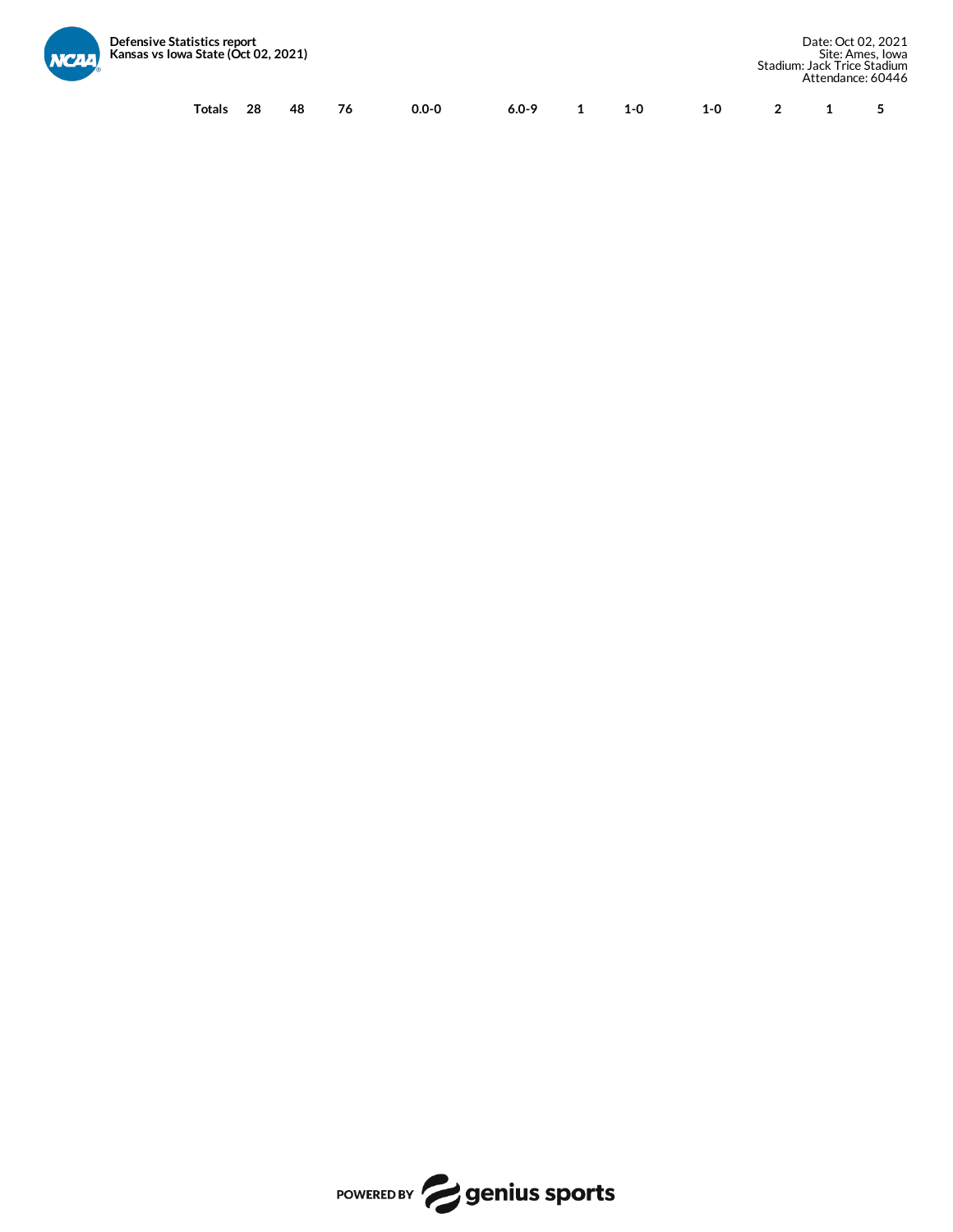| Totals | 28 | 48 | 76 | 0.0-0 | 6.0-9 | 1 | 1-0 | 1-0 | 2 | 1 | 5 |
|---|---|---|---|---|---|---|---|---|---|---|---|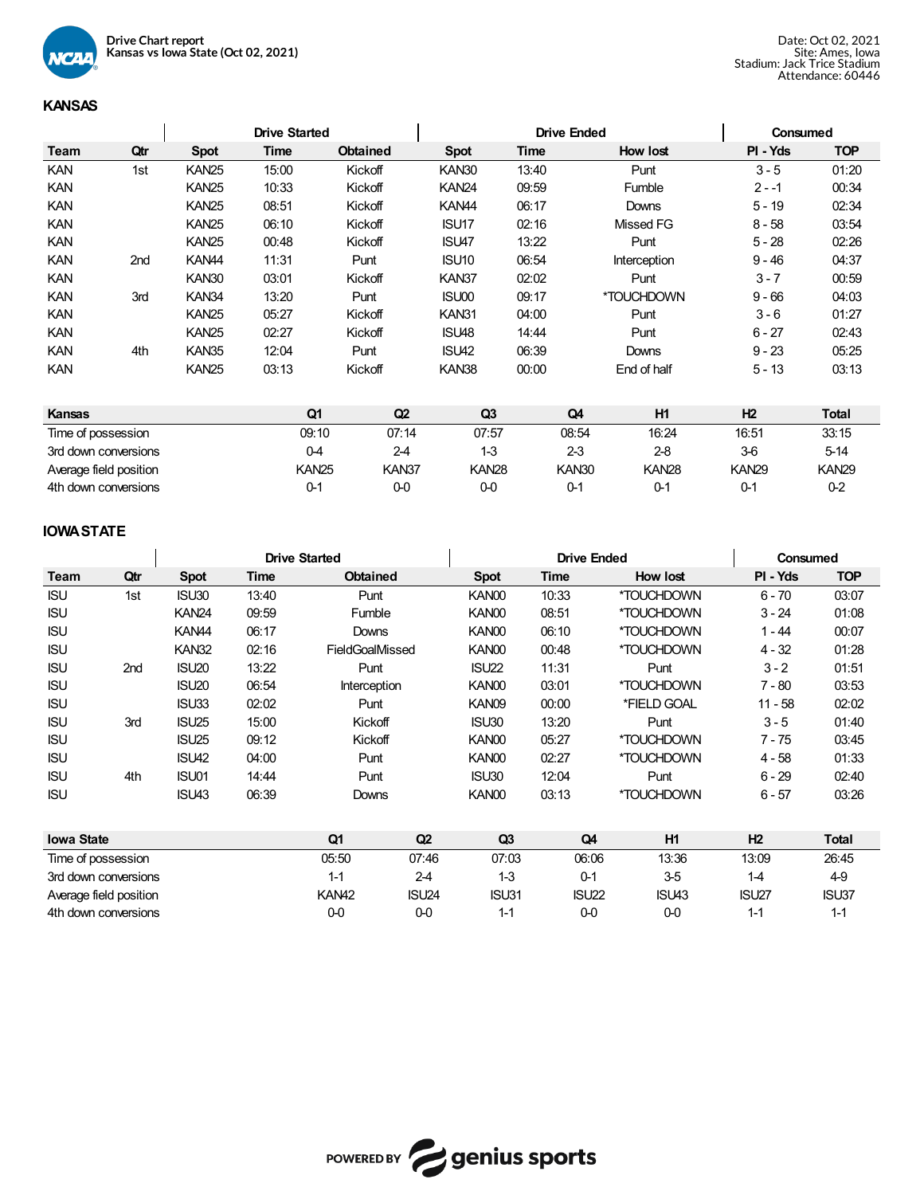Drive Chart report
Kansas vs Iowa State (Oct 02, 2021)

Date: Oct 02, 2021
Site: Ames, Iowa
Stadium: Jack Trice Stadium
Attendance: 60446

## KANSAS

| | | Drive Started | | | Drive Ended | | | Consumed | |
|---|---|---|---|---|---|---|---|---|---|
| Team | Qtr | Spot | Time | Obtained | Spot | Time | How lost | Pl - Yds | TOP |
| KAN | 1st | KAN25 | 15:00 | Kickoff | KAN30 | 13:40 | Punt | 3 - 5 | 01:20 |
| KAN | | KAN25 | 10:33 | Kickoff | KAN24 | 09:59 | Fumble | 2 - -1 | 00:34 |
| KAN | | KAN25 | 08:51 | Kickoff | KAN44 | 06:17 | Downs | 5 - 19 | 02:34 |
| KAN | | KAN25 | 06:10 | Kickoff | ISU17 | 02:16 | Missed FG | 8 - 58 | 03:54 |
| KAN | | KAN25 | 00:48 | Kickoff | ISU47 | 13:22 | Punt | 5 - 28 | 02:26 |
| KAN | 2nd | KAN44 | 11:31 | Punt | ISU10 | 06:54 | Interception | 9 - 46 | 04:37 |
| KAN | | KAN30 | 03:01 | Kickoff | KAN37 | 02:02 | Punt | 3 - 7 | 00:59 |
| KAN | 3rd | KAN34 | 13:20 | Punt | ISU00 | 09:17 | *TOUCHDOWN | 9 - 66 | 04:03 |
| KAN | | KAN25 | 05:27 | Kickoff | KAN31 | 04:00 | Punt | 3 - 6 | 01:27 |
| KAN | | KAN25 | 02:27 | Kickoff | ISU48 | 14:44 | Punt | 6 - 27 | 02:43 |
| KAN | 4th | KAN35 | 12:04 | Punt | ISU42 | 06:39 | Downs | 9 - 23 | 05:25 |
| KAN | | KAN25 | 03:13 | Kickoff | KAN38 | 00:00 | End of half | 5 - 13 | 03:13 |

| Kansas | Q1 | Q2 | Q3 | Q4 | H1 | H2 | Total |
|---|---|---|---|---|---|---|---|
| Time of possession | 09:10 | 07:14 | 07:57 | 08:54 | 16:24 | 16:51 | 33:15 |
| 3rd down conversions | 0-4 | 2-4 | 1-3 | 2-3 | 2-8 | 3-6 | 5-14 |
| Average field position | KAN25 | KAN37 | KAN28 | KAN30 | KAN28 | KAN29 | KAN29 |
| 4th down conversions | 0-1 | 0-0 | 0-0 | 0-1 | 0-1 | 0-1 | 0-2 |

## IOWA STATE

| | | Drive Started | | | Drive Ended | | | Consumed | |
|---|---|---|---|---|---|---|---|---|---|
| Team | Qtr | Spot | Time | Obtained | Spot | Time | How lost | Pl - Yds | TOP |
| ISU | 1st | ISU30 | 13:40 | Punt | KAN00 | 10:33 | *TOUCHDOWN | 6 - 70 | 03:07 |
| ISU | | KAN24 | 09:59 | Fumble | KAN00 | 08:51 | *TOUCHDOWN | 3 - 24 | 01:08 |
| ISU | | KAN44 | 06:17 | Downs | KAN00 | 06:10 | *TOUCHDOWN | 1 - 44 | 00:07 |
| ISU | | KAN32 | 02:16 | FieldGoalMissed | KAN00 | 00:48 | *TOUCHDOWN | 4 - 32 | 01:28 |
| ISU | 2nd | ISU20 | 13:22 | Punt | ISU22 | 11:31 | Punt | 3 - 2 | 01:51 |
| ISU | | ISU20 | 06:54 | Interception | KAN00 | 03:01 | *TOUCHDOWN | 7 - 80 | 03:53 |
| ISU | | ISU33 | 02:02 | Punt | KAN09 | 00:00 | *FIELD GOAL | 11 - 58 | 02:02 |
| ISU | 3rd | ISU25 | 15:00 | Kickoff | ISU30 | 13:20 | Punt | 3 - 5 | 01:40 |
| ISU | | ISU25 | 09:12 | Kickoff | KAN00 | 05:27 | *TOUCHDOWN | 7 - 75 | 03:45 |
| ISU | | ISU42 | 04:00 | Punt | KAN00 | 02:27 | *TOUCHDOWN | 4 - 58 | 01:33 |
| ISU | 4th | ISU01 | 14:44 | Punt | ISU30 | 12:04 | Punt | 6 - 29 | 02:40 |
| ISU | | ISU43 | 06:39 | Downs | KAN00 | 03:13 | *TOUCHDOWN | 6 - 57 | 03:26 |

| Iowa State | Q1 | Q2 | Q3 | Q4 | H1 | H2 | Total |
|---|---|---|---|---|---|---|---|
| Time of possession | 05:50 | 07:46 | 07:03 | 06:06 | 13:36 | 13:09 | 26:45 |
| 3rd down conversions | 1-1 | 2-4 | 1-3 | 0-1 | 3-5 | 1-4 | 4-9 |
| Average field position | KAN42 | ISU24 | ISU31 | ISU22 | ISU43 | ISU27 | ISU37 |
| 4th down conversions | 0-0 | 0-0 | 1-1 | 0-0 | 0-0 | 1-1 | 1-1 |

POWERED BY genius sports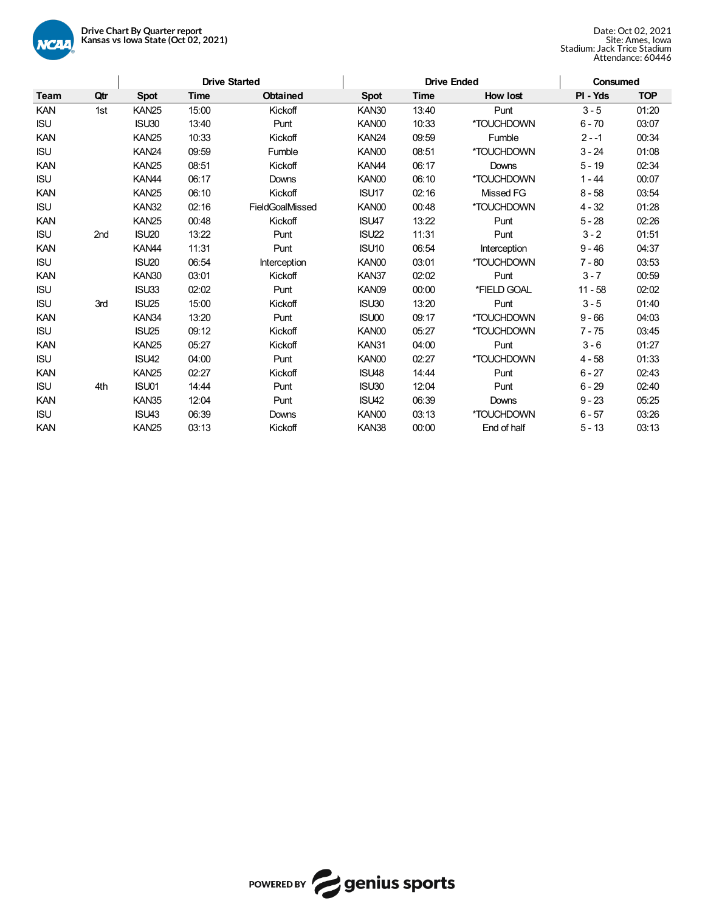**Drive Chart By Quarter report**
**Kansas vs Iowa State (Oct 02, 2021)**

Date: Oct 02, 2021
Site: Ames, Iowa
Stadium: Jack Trice Stadium
Attendance: 60446

| | | Drive Started | | | Drive Ended | | | Consumed | |
|---|---|---|---|---|---|---|---|---|---|
| **Team** | **Qtr** | **Spot** | **Time** | **Obtained** | **Spot** | **Time** | **How lost** | **Pl - Yds** | **TOP** |
| KAN | 1st | KAN25 | 15:00 | Kickoff | KAN30 | 13:40 | Punt | 3 - 5 | 01:20 |
| ISU | | ISU30 | 13:40 | Punt | KAN00 | 10:33 | *TOUCHDOWN | 6 - 70 | 03:07 |
| KAN | | KAN25 | 10:33 | Kickoff | KAN24 | 09:59 | Fumble | 2 - -1 | 00:34 |
| ISU | | KAN24 | 09:59 | Fumble | KAN00 | 08:51 | *TOUCHDOWN | 3 - 24 | 01:08 |
| KAN | | KAN25 | 08:51 | Kickoff | KAN44 | 06:17 | Downs | 5 - 19 | 02:34 |
| ISU | | KAN44 | 06:17 | Downs | KAN00 | 06:10 | *TOUCHDOWN | 1 - 44 | 00:07 |
| KAN | | KAN25 | 06:10 | Kickoff | ISU17 | 02:16 | Missed FG | 8 - 58 | 03:54 |
| ISU | | KAN32 | 02:16 | FieldGoalMissed | KAN00 | 00:48 | *TOUCHDOWN | 4 - 32 | 01:28 |
| KAN | | KAN25 | 00:48 | Kickoff | ISU47 | 13:22 | Punt | 5 - 28 | 02:26 |
| ISU | 2nd | ISU20 | 13:22 | Punt | ISU22 | 11:31 | Punt | 3 - 2 | 01:51 |
| KAN | | KAN44 | 11:31 | Punt | ISU10 | 06:54 | Interception | 9 - 46 | 04:37 |
| ISU | | ISU20 | 06:54 | Interception | KAN00 | 03:01 | *TOUCHDOWN | 7 - 80 | 03:53 |
| KAN | | KAN30 | 03:01 | Kickoff | KAN37 | 02:02 | Punt | 3 - 7 | 00:59 |
| ISU | | ISU33 | 02:02 | Punt | KAN09 | 00:00 | *FIELD GOAL | 11 - 58 | 02:02 |
| ISU | 3rd | ISU25 | 15:00 | Kickoff | ISU30 | 13:20 | Punt | 3 - 5 | 01:40 |
| KAN | | KAN34 | 13:20 | Punt | ISU00 | 09:17 | *TOUCHDOWN | 9 - 66 | 04:03 |
| ISU | | ISU25 | 09:12 | Kickoff | KAN00 | 05:27 | *TOUCHDOWN | 7 - 75 | 03:45 |
| KAN | | KAN25 | 05:27 | Kickoff | KAN31 | 04:00 | Punt | 3 - 6 | 01:27 |
| ISU | | ISU42 | 04:00 | Punt | KAN00 | 02:27 | *TOUCHDOWN | 4 - 58 | 01:33 |
| KAN | | KAN25 | 02:27 | Kickoff | ISU48 | 14:44 | Punt | 6 - 27 | 02:43 |
| ISU | 4th | ISU01 | 14:44 | Punt | ISU30 | 12:04 | Punt | 6 - 29 | 02:40 |
| KAN | | KAN35 | 12:04 | Punt | ISU42 | 06:39 | Downs | 9 - 23 | 05:25 |
| ISU | | ISU43 | 06:39 | Downs | KAN00 | 03:13 | *TOUCHDOWN | 6 - 57 | 03:26 |
| KAN | | KAN25 | 03:13 | Kickoff | KAN38 | 00:00 | End of half | 5 - 13 | 03:13 |

POWERED BY genius sports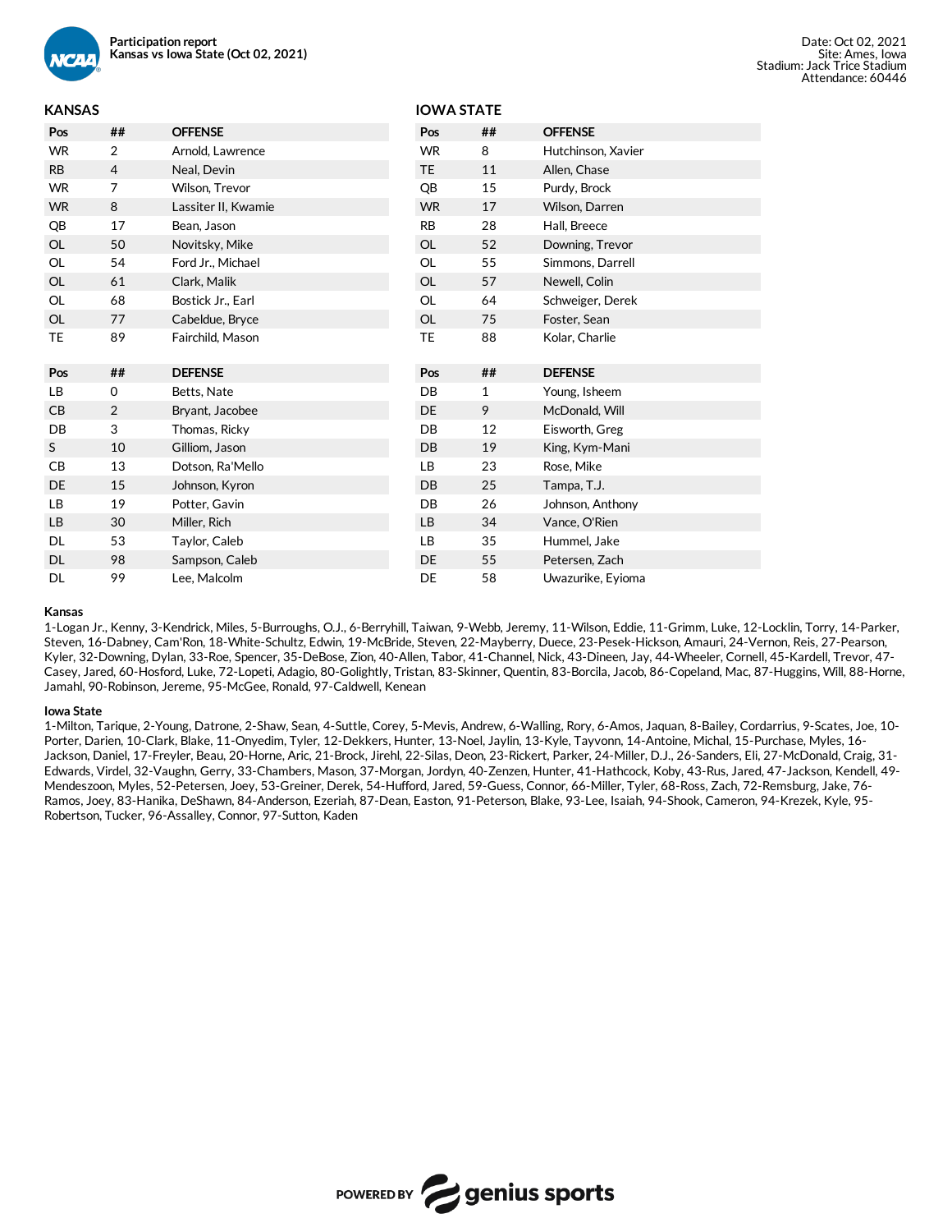**Participation report**
**Kansas vs Iowa State (Oct 02, 2021)**

Date: Oct 02, 2021
Site: Ames, Iowa
Stadium: Jack Trice Stadium
Attendance: 60446

## KANSAS

| Pos | ## | OFFENSE |
|---|---|---|
| WR | 2 | Arnold, Lawrence |
| RB | 4 | Neal, Devin |
| WR | 7 | Wilson, Trevor |
| WR | 8 | Lassiter II, Kwamie |
| QB | 17 | Bean, Jason |
| OL | 50 | Novitsky, Mike |
| OL | 54 | Ford Jr., Michael |
| OL | 61 | Clark, Malik |
| OL | 68 | Bostick Jr., Earl |
| OL | 77 | Cabeldue, Bryce |
| TE | 89 | Fairchild, Mason |

| Pos | ## | DEFENSE |
|---|---|---|
| LB | 0 | Betts, Nate |
| CB | 2 | Bryant, Jacobee |
| DB | 3 | Thomas, Ricky |
| S | 10 | Gilliom, Jason |
| CB | 13 | Dotson, Ra'Mello |
| DE | 15 | Johnson, Kyron |
| LB | 19 | Potter, Gavin |
| LB | 30 | Miller, Rich |
| DL | 53 | Taylor, Caleb |
| DL | 98 | Sampson, Caleb |
| DL | 99 | Lee, Malcolm |

## IOWA STATE

| Pos | ## | OFFENSE |
|---|---|---|
| WR | 8 | Hutchinson, Xavier |
| TE | 11 | Allen, Chase |
| QB | 15 | Purdy, Brock |
| WR | 17 | Wilson, Darren |
| RB | 28 | Hall, Breece |
| OL | 52 | Downing, Trevor |
| OL | 55 | Simmons, Darrell |
| OL | 57 | Newell, Colin |
| OL | 64 | Schweiger, Derek |
| OL | 75 | Foster, Sean |
| TE | 88 | Kolar, Charlie |

| Pos | ## | DEFENSE |
|---|---|---|
| DB | 1 | Young, Isheem |
| DE | 9 | McDonald, Will |
| DB | 12 | Eisworth, Greg |
| DB | 19 | King, Kym-Mani |
| LB | 23 | Rose, Mike |
| DB | 25 | Tampa, T.J. |
| DB | 26 | Johnson, Anthony |
| LB | 34 | Vance, O'Rien |
| LB | 35 | Hummel, Jake |
| DE | 55 | Petersen, Zach |
| DE | 58 | Uwazurike, Eyioma |

**Kansas**

1-Logan Jr., Kenny, 3-Kendrick, Miles, 5-Burroughs, O.J., 6-Berryhill, Taiwan, 9-Webb, Jeremy, 11-Wilson, Eddie, 11-Grimm, Luke, 12-Locklin, Torry, 14-Parker, Steven, 16-Dabney, Cam'Ron, 18-White-Schultz, Edwin, 19-McBride, Steven, 22-Mayberry, Duece, 23-Pesek-Hickson, Amauri, 24-Vernon, Reis, 27-Pearson, Kyler, 32-Downing, Dylan, 33-Roe, Spencer, 35-DeBose, Zion, 40-Allen, Tabor, 41-Channel, Nick, 43-Dineen, Jay, 44-Wheeler, Cornell, 45-Kardell, Trevor, 47-Casey, Jared, 60-Hosford, Luke, 72-Lopeti, Adagio, 80-Golightly, Tristan, 83-Skinner, Quentin, 83-Borcila, Jacob, 86-Copeland, Mac, 87-Huggins, Will, 88-Horne, Jamahl, 90-Robinson, Jereme, 95-McGee, Ronald, 97-Caldwell, Kenean

**Iowa State**

1-Milton, Tarique, 2-Young, Datrone, 2-Shaw, Sean, 4-Suttle, Corey, 5-Mevis, Andrew, 6-Walling, Rory, 6-Amos, Jaquan, 8-Bailey, Cordarrius, 9-Scates, Joe, 10-Porter, Darien, 10-Clark, Blake, 11-Onyedim, Tyler, 12-Dekkers, Hunter, 13-Noel, Jaylin, 13-Kyle, Tayvonn, 14-Antoine, Michal, 15-Purchase, Myles, 16-Jackson, Daniel, 17-Freyler, Beau, 20-Horne, Aric, 21-Brock, Jirehl, 22-Silas, Deon, 23-Rickert, Parker, 24-Miller, D.J., 26-Sanders, Eli, 27-McDonald, Craig, 31-Edwards, Virdel, 32-Vaughn, Gerry, 33-Chambers, Mason, 37-Morgan, Jordyn, 40-Zenzen, Hunter, 41-Hathcock, Koby, 43-Rus, Jared, 47-Jackson, Kendell, 49-Mendeszoon, Myles, 52-Petersen, Joey, 53-Greiner, Derek, 54-Hufford, Jared, 59-Guess, Connor, 66-Miller, Tyler, 68-Ross, Zach, 72-Remsburg, Jake, 76-Ramos, Joey, 83-Hanika, DeShawn, 84-Anderson, Ezeriah, 87-Dean, Easton, 91-Peterson, Blake, 93-Lee, Isaiah, 94-Shook, Cameron, 94-Krezek, Kyle, 95-Robertson, Tucker, 96-Assalley, Connor, 97-Sutton, Kaden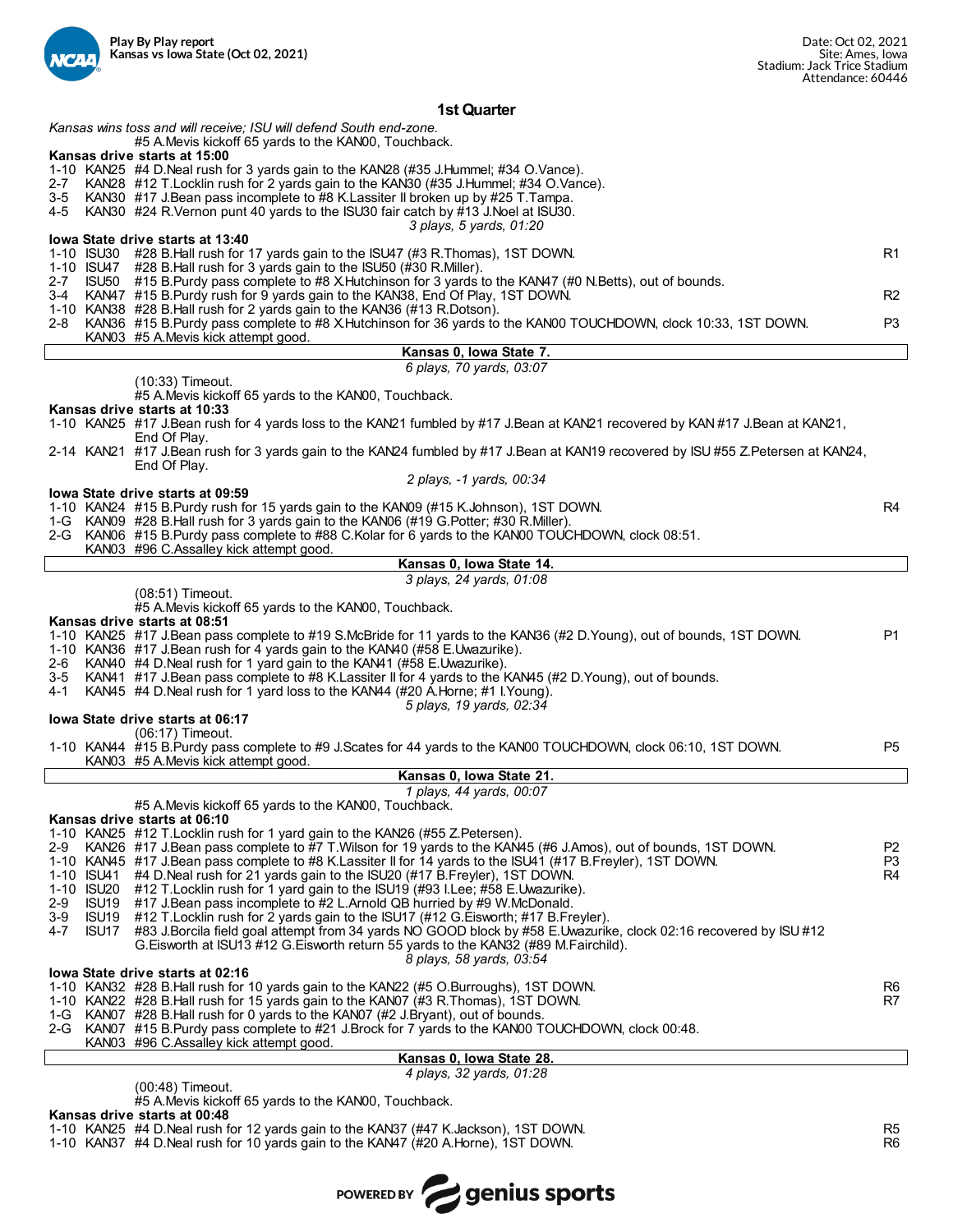Play By Play report
Kansas vs Iowa State (Oct 02, 2021)

Date: Oct 02, 2021
Site: Ames, Iowa
Stadium: Jack Trice Stadium
Attendance: 60446

## 1st Quarter

*Kansas wins toss and will receive; ISU will defend South end-zone.*
#5 A.Mevis kickoff 65 yards to the KAN00, Touchback.

**Kansas drive starts at 15:00**

1-10 KAN25 #4 D.Neal rush for 3 yards gain to the KAN28 (#35 J.Hummel; #34 O.Vance).
2-7 KAN28 #12 T.Locklin rush for 2 yards gain to the KAN30 (#35 J.Hummel; #34 O.Vance).
3-5 KAN30 #17 J.Bean pass incomplete to #8 K.Lassiter II broken up by #25 T.Tampa.
4-5 KAN30 #24 R.Vernon punt 40 yards to the ISU30 fair catch by #13 J.Noel at ISU30.
*3 plays, 5 yards, 01:20*

**Iowa State drive starts at 13:40**

1-10 ISU30 #28 B.Hall rush for 17 yards gain to the ISU47 (#3 R.Thomas), 1ST DOWN. R1
1-10 ISU47 #28 B.Hall rush for 3 yards gain to the ISU50 (#30 R.Miller).
2-7 ISU50 #15 B.Purdy pass complete to #8 X.Hutchinson for 3 yards to the KAN47 (#0 N.Betts), out of bounds.
3-4 KAN47 #15 B.Purdy rush for 9 yards gain to the KAN38, End Of Play, 1ST DOWN. R2
1-10 KAN38 #28 B.Hall rush for 2 yards gain to the KAN36 (#13 R.Dotson).
2-8 KAN36 #15 B.Purdy pass complete to #8 X.Hutchinson for 36 yards to the KAN00 TOUCHDOWN, clock 10:33, 1ST DOWN. P3
KAN03 #5 A.Mevis kick attempt good.

**Kansas 0, Iowa State 7.**
*6 plays, 70 yards, 03:07*

(10:33) Timeout.
#5 A.Mevis kickoff 65 yards to the KAN00, Touchback.

**Kansas drive starts at 10:33**

1-10 KAN25 #17 J.Bean rush for 4 yards loss to the KAN21 fumbled by #17 J.Bean at KAN21 recovered by KAN #17 J.Bean at KAN21, End Of Play.
2-14 KAN21 #17 J.Bean rush for 3 yards gain to the KAN24 fumbled by #17 J.Bean at KAN19 recovered by ISU #55 Z.Petersen at KAN24, End Of Play.
*2 plays, -1 yards, 00:34*

**Iowa State drive starts at 09:59**

1-10 KAN24 #15 B.Purdy rush for 15 yards gain to the KAN09 (#15 K.Johnson), 1ST DOWN. R4
1-G KAN09 #28 B.Hall rush for 3 yards gain to the KAN06 (#19 G.Potter; #30 R.Miller).
2-G KAN06 #15 B.Purdy pass complete to #88 C.Kolar for 6 yards to the KAN00 TOUCHDOWN, clock 08:51.
KAN03 #96 C.Assalley kick attempt good.

**Kansas 0, Iowa State 14.**
*3 plays, 24 yards, 01:08*

(08:51) Timeout.
#5 A.Mevis kickoff 65 yards to the KAN00, Touchback.

**Kansas drive starts at 08:51**

1-10 KAN25 #17 J.Bean pass complete to #19 S.McBride for 11 yards to the KAN36 (#2 D.Young), out of bounds, 1ST DOWN. P1
1-10 KAN36 #17 J.Bean rush for 4 yards gain to the KAN40 (#58 E.Uwazurike).
2-6 KAN40 #4 D.Neal rush for 1 yard gain to the KAN41 (#58 E.Uwazurike).
3-5 KAN41 #17 J.Bean pass complete to #8 K.Lassiter II for 4 yards to the KAN45 (#2 D.Young), out of bounds.
4-1 KAN45 #4 D.Neal rush for 1 yard loss to the KAN44 (#20 A.Horne; #1 I.Young).
*5 plays, 19 yards, 02:34*

**Iowa State drive starts at 06:17**

(06:17) Timeout.
1-10 KAN44 #15 B.Purdy pass complete to #9 J.Scates for 44 yards to the KAN00 TOUCHDOWN, clock 06:10, 1ST DOWN. P5
KAN03 #5 A.Mevis kick attempt good.

**Kansas 0, Iowa State 21.**
*1 plays, 44 yards, 00:07*

#5 A.Mevis kickoff 65 yards to the KAN00, Touchback.

**Kansas drive starts at 06:10**

1-10 KAN25 #12 T.Locklin rush for 1 yard gain to the KAN26 (#55 Z.Petersen).
2-9 KAN26 #17 J.Bean pass complete to #7 T.Wilson for 19 yards to the KAN45 (#6 J.Amos), out of bounds, 1ST DOWN. P2
1-10 KAN45 #17 J.Bean pass complete to #8 K.Lassiter II for 14 yards to the ISU41 (#17 B.Freyler), 1ST DOWN. P3
1-10 ISU41 #4 D.Neal rush for 21 yards gain to the ISU20 (#17 B.Freyler), 1ST DOWN. R4
1-10 ISU20 #12 T.Locklin rush for 1 yard gain to the ISU19 (#93 I.Lee; #58 E.Uwazurike).
2-9 ISU19 #17 J.Bean pass incomplete to #2 L.Arnold QB hurried by #9 W.McDonald.
3-9 ISU19 #12 T.Locklin rush for 2 yards gain to the ISU17 (#12 G.Eisworth; #17 B.Freyler).
4-7 ISU17 #83 J.Borcila field goal attempt from 34 yards NO GOOD block by #58 E.Uwazurike, clock 02:16 recovered by ISU #12 G.Eisworth at ISU13 #12 G.Eisworth return 55 yards to the KAN32 (#89 M.Fairchild).
*8 plays, 58 yards, 03:54*

**Iowa State drive starts at 02:16**

1-10 KAN32 #28 B.Hall rush for 10 yards gain to the KAN22 (#5 O.Burroughs), 1ST DOWN. R6
1-10 KAN22 #28 B.Hall rush for 15 yards gain to the KAN07 (#3 R.Thomas), 1ST DOWN. R7
1-G KAN07 #28 B.Hall rush for 0 yards to the KAN07 (#2 J.Bryant), out of bounds.
2-G KAN07 #15 B.Purdy pass complete to #21 J.Brock for 7 yards to the KAN00 TOUCHDOWN, clock 00:48.
KAN03 #96 C.Assalley kick attempt good.

**Kansas 0, Iowa State 28.**
*4 plays, 32 yards, 01:28*

(00:48) Timeout.
#5 A.Mevis kickoff 65 yards to the KAN00, Touchback.

**Kansas drive starts at 00:48**

1-10 KAN25 #4 D.Neal rush for 12 yards gain to the KAN37 (#47 K.Jackson), 1ST DOWN. R5
1-10 KAN37 #4 D.Neal rush for 10 yards gain to the KAN47 (#20 A.Horne), 1ST DOWN. R6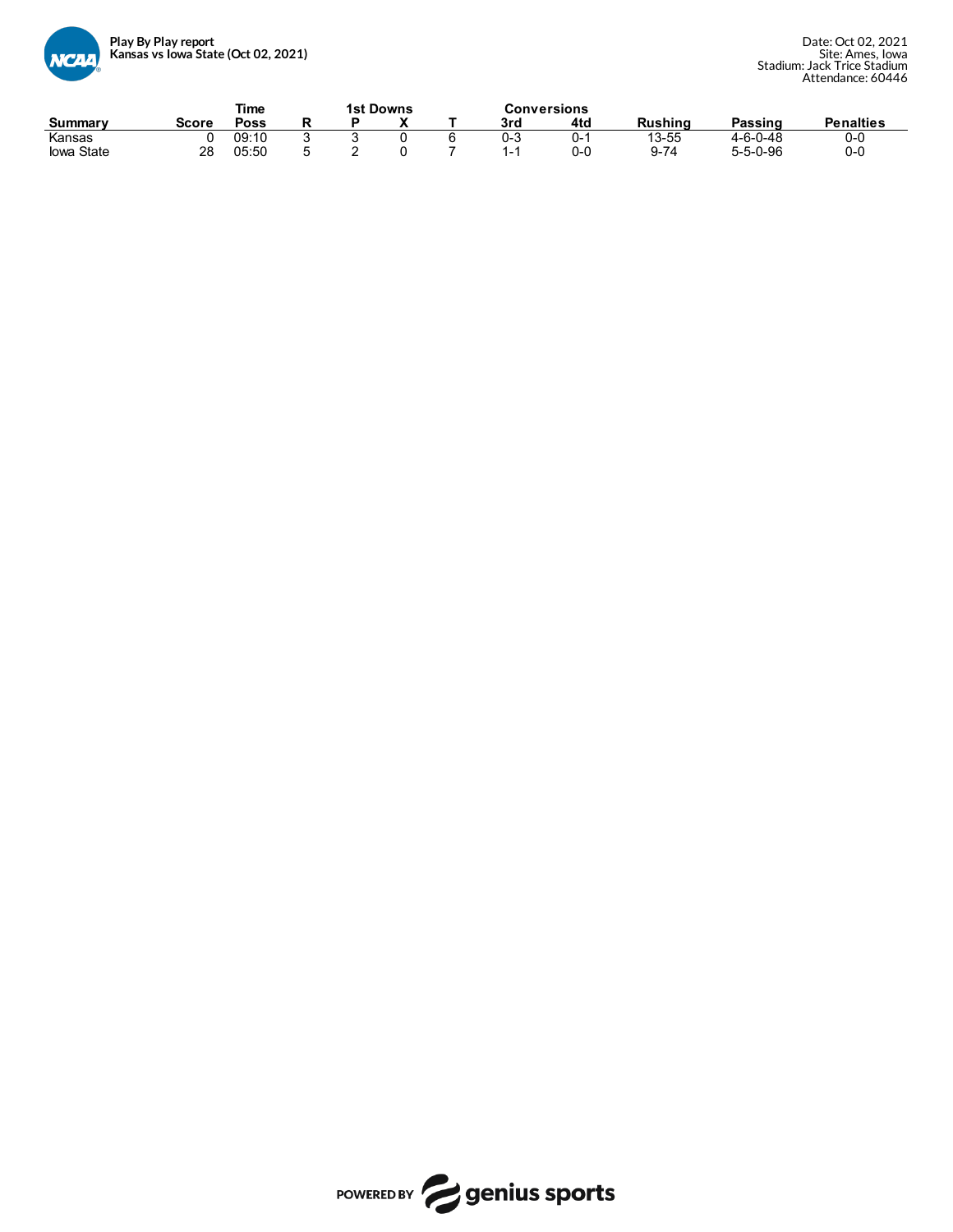**Play By Play report**
**Kansas vs Iowa State (Oct 02, 2021)**

Date: Oct 02, 2021
Site: Ames, Iowa
Stadium: Jack Trice Stadium
Attendance: 60446

| | | Time | 1st Downs | | | | Conversions | | | | |
|---|---|---|---|---|---|---|---|---|---|---|---|
| Summary | Score | Poss | R | P | X | T | 3rd | 4td | Rushing | Passing | Penalties |
| Kansas | 0 | 09:10 | 3 | 3 | 0 | 6 | 0-3 | 0-1 | 13-55 | 4-6-0-48 | 0-0 |
| Iowa State | 28 | 05:50 | 5 | 2 | 0 | 7 | 1-1 | 0-0 | 9-74 | 5-5-0-96 | 0-0 |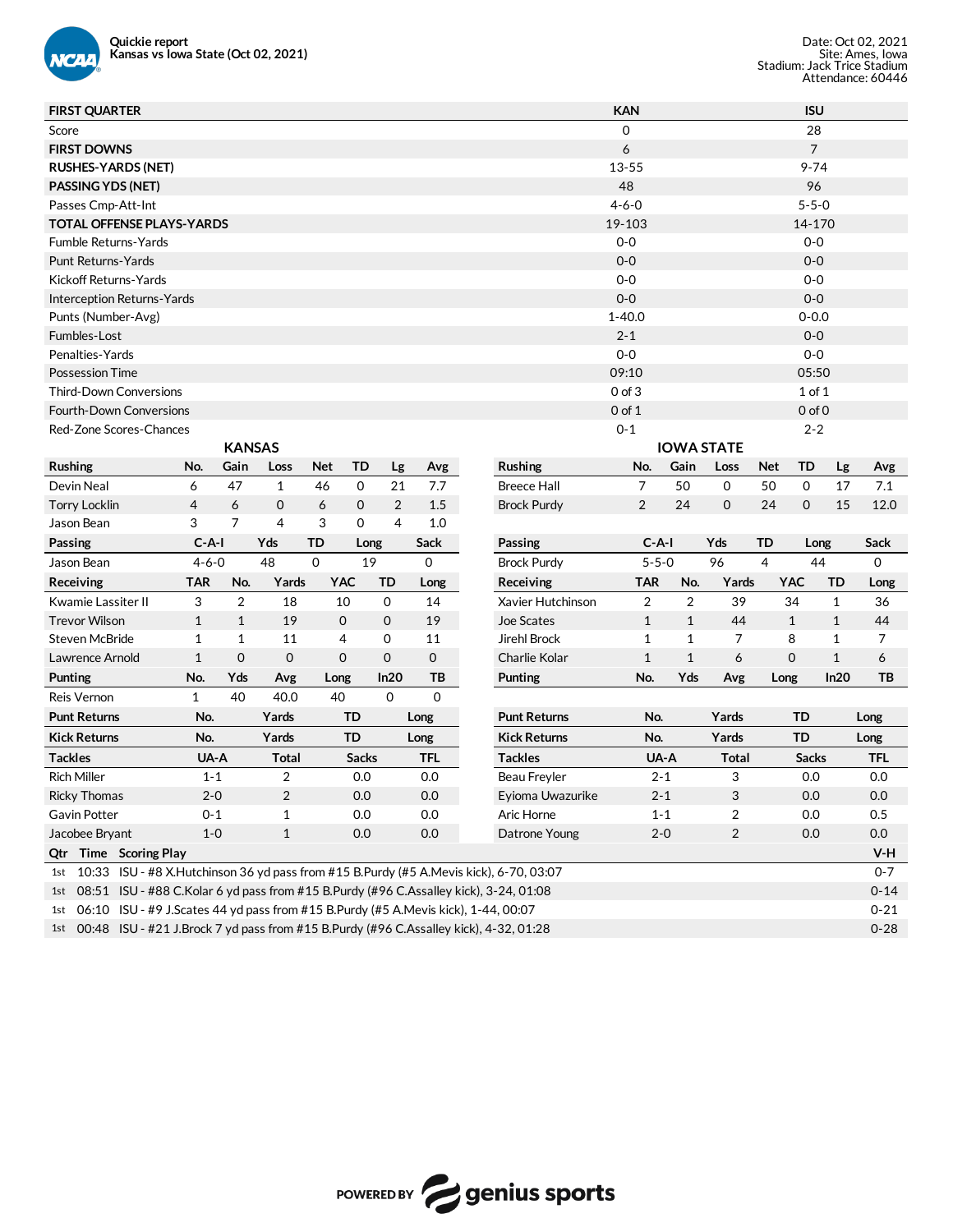**Quickie report**
**Kansas vs Iowa State (Oct 02, 2021)**

Date: Oct 02, 2021
Site: Ames, Iowa
Stadium: Jack Trice Stadium
Attendance: 60446

| FIRST QUARTER | KAN | ISU |
|---|---|---|
| Score | 0 | 28 |
| FIRST DOWNS | 6 | 7 |
| RUSHES-YARDS (NET) | 13-55 | 9-74 |
| PASSING YDS (NET) | 48 | 96 |
| Passes Cmp-Att-Int | 4-6-0 | 5-5-0 |
| TOTAL OFFENSE PLAYS-YARDS | 19-103 | 14-170 |
| Fumble Returns-Yards | 0-0 | 0-0 |
| Punt Returns-Yards | 0-0 | 0-0 |
| Kickoff Returns-Yards | 0-0 | 0-0 |
| Interception Returns-Yards | 0-0 | 0-0 |
| Punts (Number-Avg) | 1-40.0 | 0-0.0 |
| Fumbles-Lost | 2-1 | 0-0 |
| Penalties-Yards | 0-0 | 0-0 |
| Possession Time | 09:10 | 05:50 |
| Third-Down Conversions | 0 of 3 | 1 of 1 |
| Fourth-Down Conversions | 0 of 1 | 0 of 0 |
| Red-Zone Scores-Chances | 0-1 | 2-2 |

## KANSAS

| Rushing | No. | Gain | Loss | Net | TD | Lg | Avg |
|---|---|---|---|---|---|---|---|
| Devin Neal | 6 | 47 | 1 | 46 | 0 | 21 | 7.7 |
| Torry Locklin | 4 | 6 | 0 | 6 | 0 | 2 | 1.5 |
| Jason Bean | 3 | 7 | 4 | 3 | 0 | 4 | 1.0 |

| Passing | C-A-I | Yds | TD | Long | Sack |
|---|---|---|---|---|---|
| Jason Bean | 4-6-0 | 48 | 0 | 19 | 0 |

| Receiving | TAR | No. | Yards | YAC | TD | Long |
|---|---|---|---|---|---|---|
| Kwamie Lassiter II | 3 | 2 | 18 | 10 | 0 | 14 |
| Trevor Wilson | 1 | 1 | 19 | 0 | 0 | 19 |
| Steven McBride | 1 | 1 | 11 | 4 | 0 | 11 |
| Lawrence Arnold | 1 | 0 | 0 | 0 | 0 | 0 |

| Punting | No. | Yds | Avg | Long | In20 | TB |
|---|---|---|---|---|---|---|
| Reis Vernon | 1 | 40 | 40.0 | 40 | 0 | 0 |

| Punt Returns | No. | Yards | TD | Long |
|---|---|---|---|---|

| Kick Returns | No. | Yards | TD | Long |
|---|---|---|---|---|

| Tackles | UA-A | Total | Sacks | TFL |
|---|---|---|---|---|
| Rich Miller | 1-1 | 2 | 0.0 | 0.0 |
| Ricky Thomas | 2-0 | 2 | 0.0 | 0.0 |
| Gavin Potter | 0-1 | 1 | 0.0 | 0.0 |
| Jacobee Bryant | 1-0 | 1 | 0.0 | 0.0 |

## IOWA STATE

| Rushing | No. | Gain | Loss | Net | TD | Lg | Avg |
|---|---|---|---|---|---|---|---|
| Breece Hall | 7 | 50 | 0 | 50 | 0 | 17 | 7.1 |
| Brock Purdy | 2 | 24 | 0 | 24 | 0 | 15 | 12.0 |

| Passing | C-A-I | Yds | TD | Long | Sack |
|---|---|---|---|---|---|
| Brock Purdy | 5-5-0 | 96 | 4 | 44 | 0 |

| Receiving | TAR | No. | Yards | YAC | TD | Long |
|---|---|---|---|---|---|---|
| Xavier Hutchinson | 2 | 2 | 39 | 34 | 1 | 36 |
| Joe Scates | 1 | 1 | 44 | 1 | 1 | 44 |
| Jirehl Brock | 1 | 1 | 7 | 8 | 1 | 7 |
| Charlie Kolar | 1 | 1 | 6 | 0 | 1 | 6 |

| Punting | No. | Yds | Avg | Long | In20 | TB |
|---|---|---|---|---|---|---|

| Punt Returns | No. | Yards | TD | Long |
|---|---|---|---|---|

| Kick Returns | No. | Yards | TD | Long |
|---|---|---|---|---|

| Tackles | UA-A | Total | Sacks | TFL |
|---|---|---|---|---|
| Beau Freyler | 2-1 | 3 | 0.0 | 0.0 |
| Eyioma Uwazurike | 2-1 | 3 | 0.0 | 0.0 |
| Aric Horne | 1-1 | 2 | 0.0 | 0.5 |
| Datrone Young | 2-0 | 2 | 0.0 | 0.0 |

| Qtr | Time | Scoring Play | V-H |
|---|---|---|---|
| 1st | 10:33 | ISU - #8 X.Hutchinson 36 yd pass from #15 B.Purdy (#5 A.Mevis kick), 6-70, 03:07 | 0-7 |
| 1st | 08:51 | ISU - #88 C.Kolar 6 yd pass from #15 B.Purdy (#96 C.Assalley kick), 3-24, 01:08 | 0-14 |
| 1st | 06:10 | ISU - #9 J.Scates 44 yd pass from #15 B.Purdy (#5 A.Mevis kick), 1-44, 00:07 | 0-21 |
| 1st | 00:48 | ISU - #21 J.Brock 7 yd pass from #15 B.Purdy (#96 C.Assalley kick), 4-32, 01:28 | 0-28 |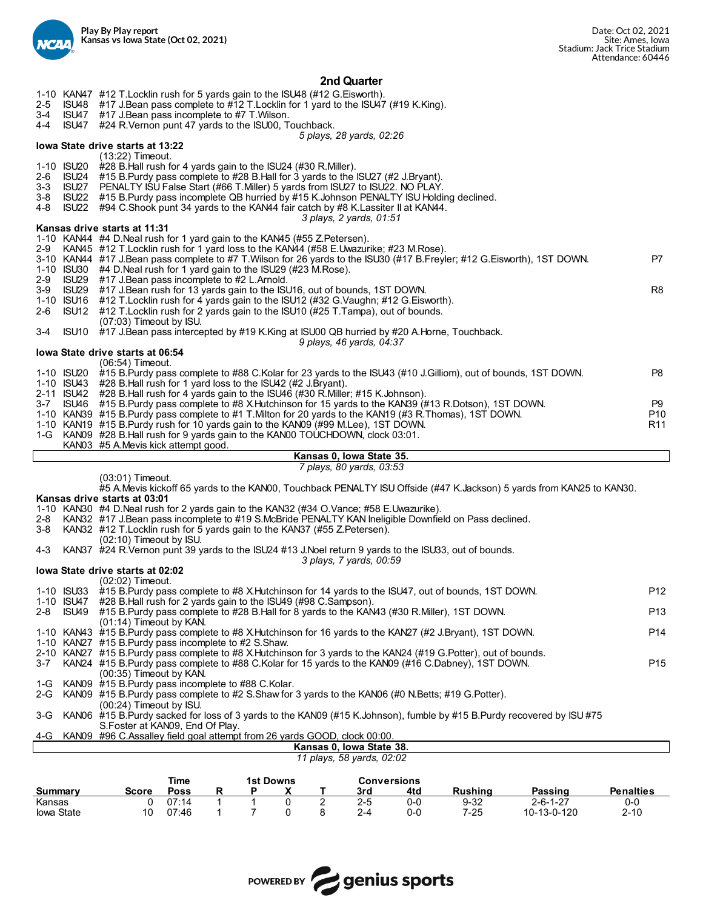**Play By Play report**
**Kansas vs Iowa State (Oct 02, 2021)**

Date: Oct 02, 2021
Site: Ames, Iowa
Stadium: Jack Trice Stadium
Attendance: 60446

## 2nd Quarter

| Down | Spot | Play | |
|---|---|---|---|
| 1-10 | KAN47 | #12 T.Locklin rush for 5 yards gain to the ISU48 (#12 G.Eisworth). | |
| 2-5 | ISU48 | #17 J.Bean pass complete to #12 T.Locklin for 1 yard to the ISU47 (#19 K.King). | |
| 3-4 | ISU47 | #17 J.Bean pass incomplete to #7 T.Wilson. | |
| 4-4 | ISU47 | #24 R.Vernon punt 47 yards to the ISU00, Touchback. | |

*5 plays, 28 yards, 02:26*

**Iowa State drive starts at 13:22**

| Down | Spot | Play | |
|---|---|---|---|
| | | (13:22) Timeout. | |
| 1-10 | ISU20 | #28 B.Hall rush for 4 yards gain to the ISU24 (#30 R.Miller). | |
| 2-6 | ISU24 | #15 B.Purdy pass complete to #28 B.Hall for 3 yards to the ISU27 (#2 J.Bryant). | |
| 3-3 | ISU27 | PENALTY ISU False Start (#66 T.Miller) 5 yards from ISU27 to ISU22. NO PLAY. | |
| 3-8 | ISU22 | #15 B.Purdy pass incomplete QB hurried by #15 K.Johnson PENALTY ISU Holding declined. | |
| 4-8 | ISU22 | #94 C.Shook punt 34 yards to the KAN44 fair catch by #8 K.Lassiter II at KAN44. | |

*3 plays, 2 yards, 01:51*

**Kansas drive starts at 11:31**

| Down | Spot | Play | |
|---|---|---|---|
| 1-10 | KAN44 | #4 D.Neal rush for 1 yard gain to the KAN45 (#55 Z.Petersen). | |
| 2-9 | KAN45 | #12 T.Locklin rush for 1 yard loss to the KAN44 (#58 E.Uwazurike; #23 M.Rose). | |
| 3-10 | KAN44 | #17 J.Bean pass complete to #7 T.Wilson for 26 yards to the ISU30 (#17 B.Freyler; #12 G.Eisworth), 1ST DOWN. | P7 |
| 1-10 | ISU30 | #4 D.Neal rush for 1 yard gain to the ISU29 (#23 M.Rose). | |
| 2-9 | ISU29 | #17 J.Bean pass incomplete to #2 L.Arnold. | |
| 3-9 | ISU29 | #17 J.Bean rush for 13 yards gain to the ISU16, out of bounds, 1ST DOWN. | R8 |
| 1-10 | ISU16 | #12 T.Locklin rush for 4 yards gain to the ISU12 (#32 G.Vaughn; #12 G.Eisworth). | |
| 2-6 | ISU12 | #12 T.Locklin rush for 2 yards gain to the ISU10 (#25 T.Tampa), out of bounds. | |
| | | (07:03) Timeout by ISU. | |
| 3-4 | ISU10 | #17 J.Bean pass intercepted by #19 K.King at ISU00 QB hurried by #20 A.Horne, Touchback. | |

*9 plays, 46 yards, 04:37*

**Iowa State drive starts at 06:54**

| Down | Spot | Play | |
|---|---|---|---|
| | | (06:54) Timeout. | |
| 1-10 | ISU20 | #15 B.Purdy pass complete to #88 C.Kolar for 23 yards to the ISU43 (#10 J.Gilliom), out of bounds, 1ST DOWN. | P8 |
| 1-10 | ISU43 | #28 B.Hall rush for 1 yard loss to the ISU42 (#2 J.Bryant). | |
| 2-11 | ISU42 | #28 B.Hall rush for 4 yards gain to the ISU46 (#30 R.Miller; #15 K.Johnson). | |
| 3-7 | ISU46 | #15 B.Purdy pass complete to #8 X.Hutchinson for 15 yards to the KAN39 (#13 R.Dotson), 1ST DOWN. | P9 |
| 1-10 | KAN39 | #15 B.Purdy pass complete to #1 T.Milton for 20 yards to the KAN19 (#3 R.Thomas), 1ST DOWN. | P10 |
| 1-10 | KAN19 | #15 B.Purdy rush for 10 yards gain to the KAN09 (#99 M.Lee), 1ST DOWN. | R11 |
| 1-G | KAN09 | #28 B.Hall rush for 9 yards gain to the KAN00 TOUCHDOWN, clock 03:01. | |
| | KAN03 | #5 A.Mevis kick attempt good. | |

**Kansas 0, Iowa State 35.**

*7 plays, 80 yards, 03:53*

(03:01) Timeout.
#5 A.Mevis kickoff 65 yards to the KAN00, Touchback PENALTY ISU Offside (#47 K.Jackson) 5 yards from KAN25 to KAN30.

**Kansas drive starts at 03:01**

| Down | Spot | Play | |
|---|---|---|---|
| 1-10 | KAN30 | #4 D.Neal rush for 2 yards gain to the KAN32 (#34 O.Vance; #58 E.Uwazurike). | |
| 2-8 | KAN32 | #17 J.Bean pass incomplete to #19 S.McBride PENALTY KAN Ineligible Downfield on Pass declined. | |
| 3-8 | KAN32 | #12 T.Locklin rush for 5 yards gain to the KAN37 (#55 Z.Petersen). | |
| | | (02:10) Timeout by ISU. | |
| 4-3 | KAN37 | #24 R.Vernon punt 39 yards to the ISU24 #13 J.Noel return 9 yards to the ISU33, out of bounds. | |

*3 plays, 7 yards, 00:59*

**Iowa State drive starts at 02:02**

| Down | Spot | Play | |
|---|---|---|---|
| | | (02:02) Timeout. | |
| 1-10 | ISU33 | #15 B.Purdy pass complete to #8 X.Hutchinson for 14 yards to the ISU47, out of bounds, 1ST DOWN. | P12 |
| 1-10 | ISU47 | #28 B.Hall rush for 2 yards gain to the ISU49 (#98 C.Sampson). | |
| 2-8 | ISU49 | #15 B.Purdy pass complete to #28 B.Hall for 8 yards to the KAN43 (#30 R.Miller), 1ST DOWN. | P13 |
| | | (01:14) Timeout by KAN. | |
| 1-10 | KAN43 | #15 B.Purdy pass complete to #8 X.Hutchinson for 16 yards to the KAN27 (#2 J.Bryant), 1ST DOWN. | P14 |
| 1-10 | KAN27 | #15 B.Purdy pass incomplete to #2 S.Shaw. | |
| 2-10 | KAN27 | #15 B.Purdy pass complete to #8 X.Hutchinson for 3 yards to the KAN24 (#19 G.Potter), out of bounds. | |
| 3-7 | KAN24 | #15 B.Purdy pass complete to #88 C.Kolar for 15 yards to the KAN09 (#16 C.Dabney), 1ST DOWN. | P15 |
| | | (00:35) Timeout by KAN. | |
| 1-G | KAN09 | #15 B.Purdy pass incomplete to #88 C.Kolar. | |
| 2-G | KAN09 | #15 B.Purdy pass complete to #2 S.Shaw for 3 yards to the KAN06 (#0 N.Betts; #19 G.Potter). | |
| | | (00:24) Timeout by ISU. | |
| 3-G | KAN06 | #15 B.Purdy sacked for loss of 3 yards to the KAN09 (#15 K.Johnson), fumble by #15 B.Purdy recovered by ISU #75 S.Foster at KAN09, End Of Play. | |
| 4-G | KAN09 | #96 C.Assalley field goal attempt from 26 yards GOOD, clock 00:00. | |

**Kansas 0, Iowa State 38.**

*11 plays, 58 yards, 02:02*

| Summary | Score | Time Poss | 1st Downs R | 1st Downs P | 1st Downs X | 1st Downs T | Conversions 3rd | Conversions 4td | Rushing | Passing | Penalties |
|---|---|---|---|---|---|---|---|---|---|---|---|
| Kansas | 0 | 07:14 | 1 | 1 | 0 | 2 | 2-5 | 0-0 | 9-32 | 2-6-1-27 | 0-0 |
| Iowa State | 10 | 07:46 | 1 | 7 | 0 | 8 | 2-4 | 0-0 | 7-25 | 10-13-0-120 | 2-10 |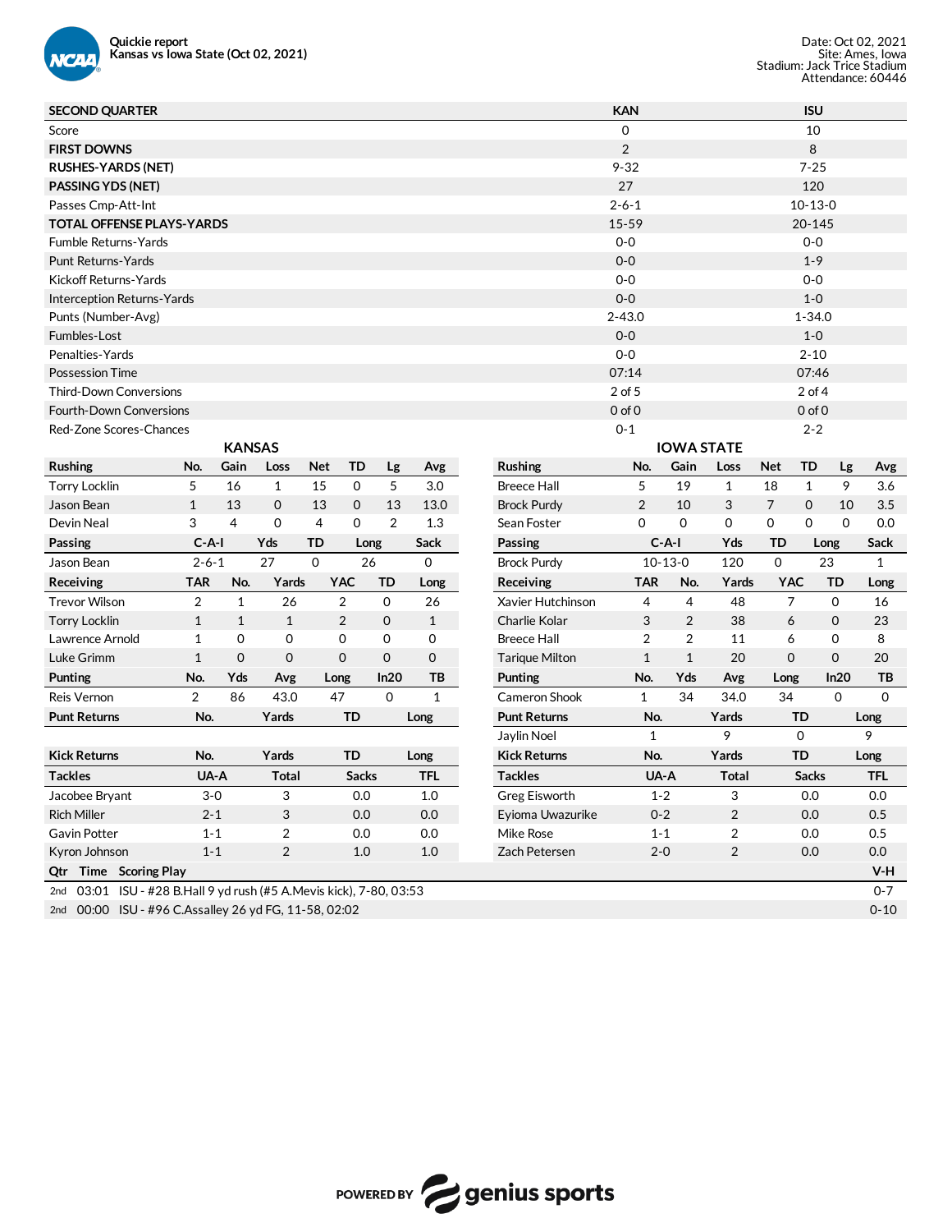**Quickie report**
**Kansas vs Iowa State (Oct 02, 2021)**

Date: Oct 02, 2021
Site: Ames, Iowa
Stadium: Jack Trice Stadium
Attendance: 60446

| SECOND QUARTER | KAN | ISU |
|---|---|---|
| Score | 0 | 10 |
| **FIRST DOWNS** | 2 | 8 |
| **RUSHES-YARDS (NET)** | 9-32 | 7-25 |
| **PASSING YDS (NET)** | 27 | 120 |
| Passes Cmp-Att-Int | 2-6-1 | 10-13-0 |
| **TOTAL OFFENSE PLAYS-YARDS** | 15-59 | 20-145 |
| Fumble Returns-Yards | 0-0 | 0-0 |
| Punt Returns-Yards | 0-0 | 1-9 |
| Kickoff Returns-Yards | 0-0 | 0-0 |
| Interception Returns-Yards | 0-0 | 1-0 |
| Punts (Number-Avg) | 2-43.0 | 1-34.0 |
| Fumbles-Lost | 0-0 | 1-0 |
| Penalties-Yards | 0-0 | 2-10 |
| Possession Time | 07:14 | 07:46 |
| Third-Down Conversions | 2 of 5 | 2 of 4 |
| Fourth-Down Conversions | 0 of 0 | 0 of 0 |
| Red-Zone Scores-Chances | 0-1 | 2-2 |

## KANSAS

| Rushing | No. | Gain | Loss | Net | TD | Lg | Avg |
|---|---|---|---|---|---|---|---|
| Torry Locklin | 5 | 16 | 1 | 15 | 0 | 5 | 3.0 |
| Jason Bean | 1 | 13 | 0 | 13 | 0 | 13 | 13.0 |
| Devin Neal | 3 | 4 | 0 | 4 | 0 | 2 | 1.3 |

| Passing | C-A-I | Yds | TD | Long | Sack |
|---|---|---|---|---|---|
| Jason Bean | 2-6-1 | 27 | 0 | 26 | 0 |

| Receiving | TAR | No. | Yards | YAC | TD | Long |
|---|---|---|---|---|---|---|
| Trevor Wilson | 2 | 1 | 26 | 2 | 0 | 26 |
| Torry Locklin | 1 | 1 | 1 | 2 | 0 | 1 |
| Lawrence Arnold | 1 | 0 | 0 | 0 | 0 | 0 |
| Luke Grimm | 1 | 0 | 0 | 0 | 0 | 0 |

| Punting | No. | Yds | Avg | Long | In20 | TB |
|---|---|---|---|---|---|---|
| Reis Vernon | 2 | 86 | 43.0 | 47 | 0 | 1 |

| Punt Returns | No. | Yards | TD | Long |
|---|---|---|---|---|

| Kick Returns | No. | Yards | TD | Long |
|---|---|---|---|---|

| Tackles | UA-A | Total | Sacks | TFL |
|---|---|---|---|---|
| Jacobee Bryant | 3-0 | 3 | 0.0 | 1.0 |
| Rich Miller | 2-1 | 3 | 0.0 | 0.0 |
| Gavin Potter | 1-1 | 2 | 0.0 | 0.0 |
| Kyron Johnson | 1-1 | 2 | 1.0 | 1.0 |

## IOWA STATE

| Rushing | No. | Gain | Loss | Net | TD | Lg | Avg |
|---|---|---|---|---|---|---|---|
| Breece Hall | 5 | 19 | 1 | 18 | 1 | 9 | 3.6 |
| Brock Purdy | 2 | 10 | 3 | 7 | 0 | 10 | 3.5 |
| Sean Foster | 0 | 0 | 0 | 0 | 0 | 0 | 0.0 |

| Passing | C-A-I | Yds | TD | Long | Sack |
|---|---|---|---|---|---|
| Brock Purdy | 10-13-0 | 120 | 0 | 23 | 1 |

| Receiving | TAR | No. | Yards | YAC | TD | Long |
|---|---|---|---|---|---|---|
| Xavier Hutchinson | 4 | 4 | 48 | 7 | 0 | 16 |
| Charlie Kolar | 3 | 2 | 38 | 6 | 0 | 23 |
| Breece Hall | 2 | 2 | 11 | 6 | 0 | 8 |
| Tarique Milton | 1 | 1 | 20 | 0 | 0 | 20 |

| Punting | No. | Yds | Avg | Long | In20 | TB |
|---|---|---|---|---|---|---|
| Cameron Shook | 1 | 34 | 34.0 | 34 | 0 | 0 |

| Punt Returns | No. | Yards | TD | Long |
|---|---|---|---|---|
| Jaylin Noel | 1 | 9 | 0 | 9 |

| Kick Returns | No. | Yards | TD | Long |
|---|---|---|---|---|

| Tackles | UA-A | Total | Sacks | TFL |
|---|---|---|---|---|
| Greg Eisworth | 1-2 | 3 | 0.0 | 0.0 |
| Eyioma Uwazurike | 0-2 | 2 | 0.0 | 0.5 |
| Mike Rose | 1-1 | 2 | 0.0 | 0.5 |
| Zach Petersen | 2-0 | 2 | 0.0 | 0.0 |

| Qtr | Time | Scoring Play | V-H |
|---|---|---|---|
| 2nd | 03:01 | ISU - #28 B.Hall 9 yd rush (#5 A.Mevis kick), 7-80, 03:53 | 0-7 |
| 2nd | 00:00 | ISU - #96 C.Assalley 26 yd FG, 11-58, 02:02 | 0-10 |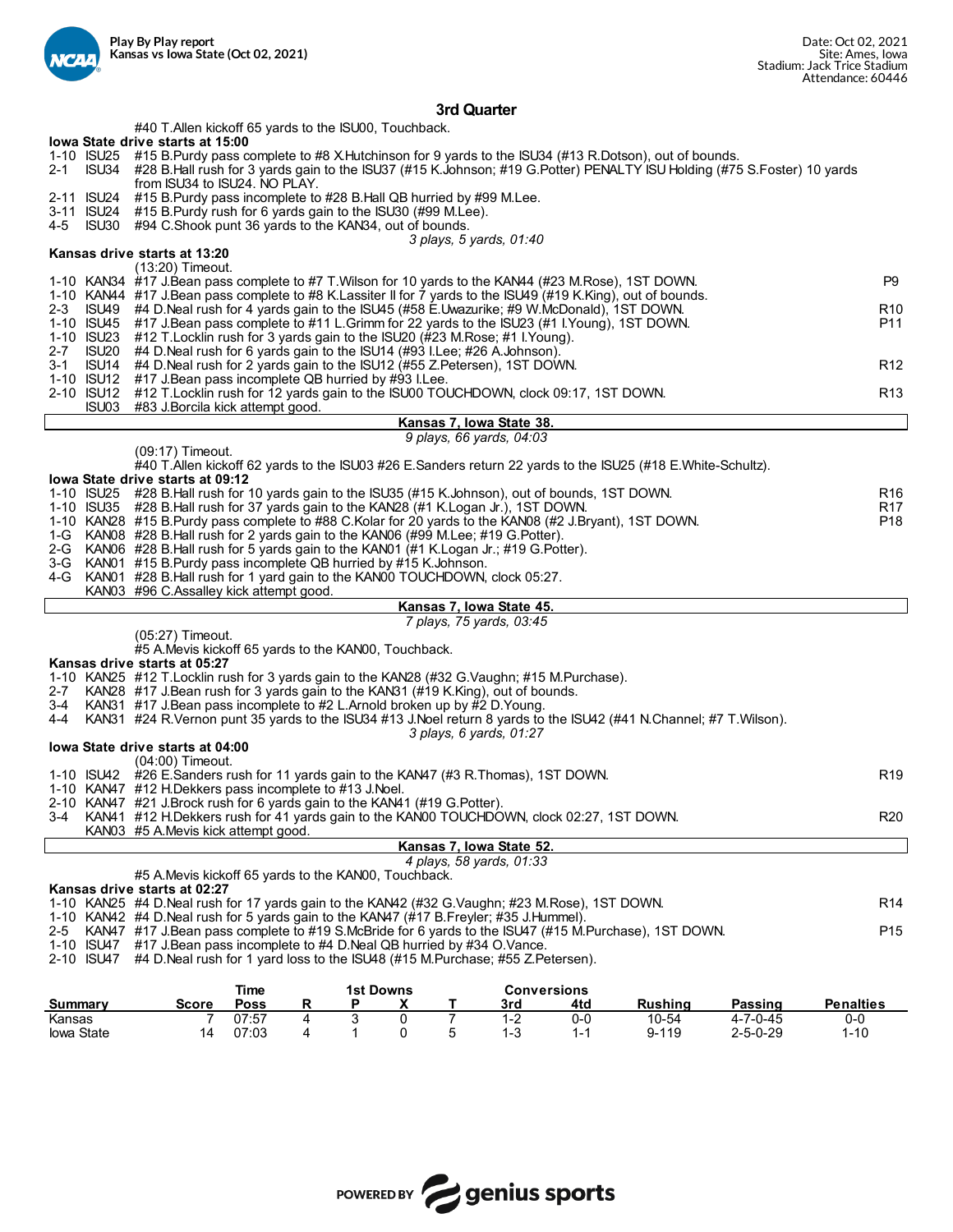Play By Play report
Kansas vs Iowa State (Oct 02, 2021)

Date: Oct 02, 2021
Site: Ames, Iowa
Stadium: Jack Trice Stadium
Attendance: 60446

## 3rd Quarter

#40 T.Allen kickoff 65 yards to the ISU00, Touchback.

**Iowa State drive starts at 15:00**

1-10 ISU25 #15 B.Purdy pass complete to #8 X.Hutchinson for 9 yards to the ISU34 (#13 R.Dotson), out of bounds.
2-1 ISU34 #28 B.Hall rush for 3 yards gain to the ISU37 (#15 K.Johnson; #19 G.Potter) PENALTY ISU Holding (#75 S.Foster) 10 yards from ISU34 to ISU24. NO PLAY.
2-11 ISU24 #15 B.Purdy pass incomplete to #28 B.Hall QB hurried by #99 M.Lee.
3-11 ISU24 #15 B.Purdy rush for 6 yards gain to the ISU30 (#99 M.Lee).
4-5 ISU30 #94 C.Shook punt 36 yards to the KAN34, out of bounds.

*3 plays, 5 yards, 01:40*

**Kansas drive starts at 13:20**

(13:20) Timeout.
1-10 KAN34 #17 J.Bean pass complete to #7 T.Wilson for 10 yards to the KAN44 (#23 M.Rose), 1ST DOWN. P9
1-10 KAN44 #17 J.Bean pass complete to #8 K.Lassiter II for 7 yards to the ISU49 (#19 K.King), out of bounds.
2-3 ISU49 #4 D.Neal rush for 4 yards gain to the ISU45 (#58 E.Uwazurike; #9 W.McDonald), 1ST DOWN. R10
1-10 ISU45 #17 J.Bean pass complete to #11 L.Grimm for 22 yards to the ISU23 (#1 I.Young), 1ST DOWN. P11
1-10 ISU23 #12 T.Locklin rush for 3 yards gain to the ISU20 (#23 M.Rose; #1 I.Young).
2-7 ISU20 #4 D.Neal rush for 6 yards gain to the ISU14 (#93 I.Lee; #26 A.Johnson).
3-1 ISU14 #4 D.Neal rush for 2 yards gain to the ISU12 (#55 Z.Petersen), 1ST DOWN. R12
1-10 ISU12 #17 J.Bean pass incomplete QB hurried by #93 I.Lee.
2-10 ISU12 #12 T.Locklin rush for 12 yards gain to the ISU00 TOUCHDOWN, clock 09:17, 1ST DOWN. R13
ISU03 #83 J.Borcila kick attempt good.

**Kansas 7, Iowa State 38.**
*9 plays, 66 yards, 04:03*

(09:17) Timeout.
#40 T.Allen kickoff 62 yards to the ISU03 #26 E.Sanders return 22 yards to the ISU25 (#18 E.White-Schultz).

**Iowa State drive starts at 09:12**

1-10 ISU25 #28 B.Hall rush for 10 yards gain to the ISU35 (#15 K.Johnson), out of bounds, 1ST DOWN. R16
1-10 ISU35 #28 B.Hall rush for 37 yards gain to the KAN28 (#1 K.Logan Jr.), 1ST DOWN. R17
1-10 KAN28 #15 B.Purdy pass complete to #88 C.Kolar for 20 yards to the KAN08 (#2 J.Bryant), 1ST DOWN. P18
1-G KAN08 #28 B.Hall rush for 2 yards gain to the KAN06 (#99 M.Lee; #19 G.Potter).
2-G KAN06 #28 B.Hall rush for 5 yards gain to the KAN01 (#1 K.Logan Jr.; #19 G.Potter).
3-G KAN01 #15 B.Purdy pass incomplete QB hurried by #15 K.Johnson.
4-G KAN01 #28 B.Hall rush for 1 yard gain to the KAN00 TOUCHDOWN, clock 05:27.
KAN03 #96 C.Assalley kick attempt good.

**Kansas 7, Iowa State 45.**
*7 plays, 75 yards, 03:45*

(05:27) Timeout.
#5 A.Mevis kickoff 65 yards to the KAN00, Touchback.

**Kansas drive starts at 05:27**

1-10 KAN25 #12 T.Locklin rush for 3 yards gain to the KAN28 (#32 G.Vaughn; #15 M.Purchase).
2-7 KAN28 #17 J.Bean rush for 3 yards gain to the KAN31 (#19 K.King), out of bounds.
3-4 KAN31 #17 J.Bean pass incomplete to #2 L.Arnold broken up by #2 D.Young.
4-4 KAN31 #24 R.Vernon punt 35 yards to the ISU34 #13 J.Noel return 8 yards to the ISU42 (#41 N.Channel; #7 T.Wilson).

*3 plays, 6 yards, 01:27*

**Iowa State drive starts at 04:00**

(04:00) Timeout.
1-10 ISU42 #26 E.Sanders rush for 11 yards gain to the KAN47 (#3 R.Thomas), 1ST DOWN. R19
1-10 KAN47 #12 H.Dekkers pass incomplete to #13 J.Noel.
2-10 KAN47 #21 J.Brock rush for 6 yards gain to the KAN41 (#19 G.Potter).
3-4 KAN41 #12 H.Dekkers rush for 41 yards gain to the KAN00 TOUCHDOWN, clock 02:27, 1ST DOWN. R20
KAN03 #5 A.Mevis kick attempt good.

**Kansas 7, Iowa State 52.**
*4 plays, 58 yards, 01:33*

#5 A.Mevis kickoff 65 yards to the KAN00, Touchback.

**Kansas drive starts at 02:27**

1-10 KAN25 #4 D.Neal rush for 17 yards gain to the KAN42 (#32 G.Vaughn; #23 M.Rose), 1ST DOWN. R14
1-10 KAN42 #4 D.Neal rush for 5 yards gain to the KAN47 (#17 B.Freyler; #35 J.Hummel).
2-5 KAN47 #17 J.Bean pass complete to #19 S.McBride for 6 yards to the ISU47 (#15 M.Purchase), 1ST DOWN. P15
1-10 ISU47 #17 J.Bean pass incomplete to #4 D.Neal QB hurried by #34 O.Vance.
2-10 ISU47 #4 D.Neal rush for 1 yard loss to the ISU48 (#15 M.Purchase; #55 Z.Petersen).

| Summary | Score | Time Poss | 1st Downs R | 1st Downs P | 1st Downs X | 1st Downs T | Conversions 3rd | Conversions 4td | Rushing | Passing | Penalties |
|---|---|---|---|---|---|---|---|---|---|---|---|
| Kansas | 7 | 07:57 | 4 | 3 | 0 | 7 | 1-2 | 0-0 | 10-54 | 4-7-0-45 | 0-0 |
| Iowa State | 14 | 07:03 | 4 | 1 | 0 | 5 | 1-3 | 1-1 | 9-119 | 2-5-0-29 | 1-10 |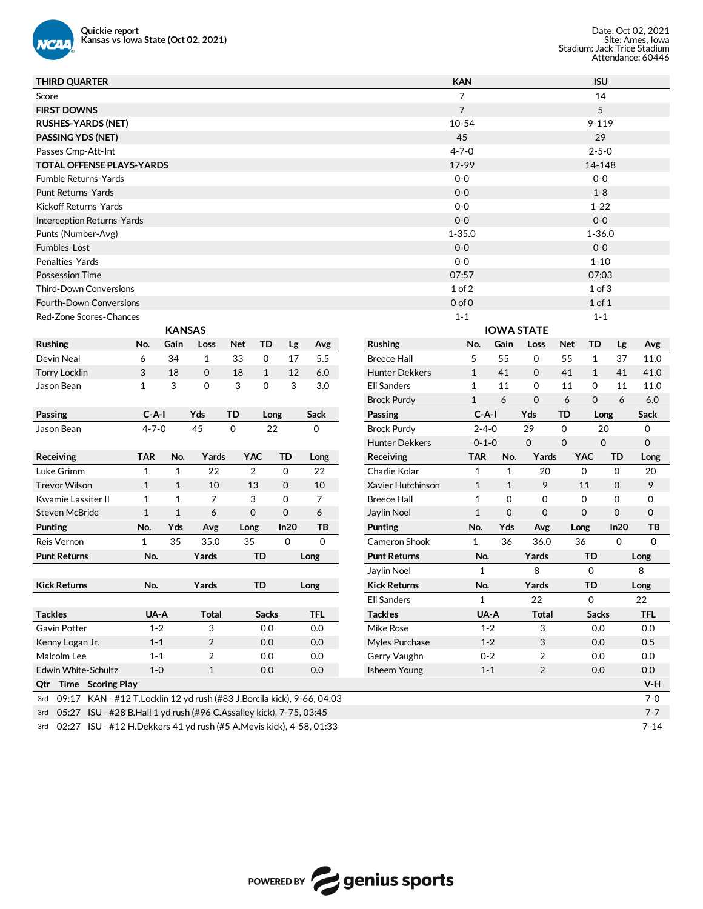**Quickie report**
**Kansas vs Iowa State (Oct 02, 2021)**

Date: Oct 02, 2021
Site: Ames, Iowa
Stadium: Jack Trice Stadium
Attendance: 60446

| THIRD QUARTER | KAN | ISU |
|---|---|---|
| Score | 7 | 14 |
| **FIRST DOWNS** | 7 | 5 |
| **RUSHES-YARDS (NET)** | 10-54 | 9-119 |
| **PASSING YDS (NET)** | 45 | 29 |
| Passes Cmp-Att-Int | 4-7-0 | 2-5-0 |
| **TOTAL OFFENSE PLAYS-YARDS** | 17-99 | 14-148 |
| Fumble Returns-Yards | 0-0 | 0-0 |
| Punt Returns-Yards | 0-0 | 1-8 |
| Kickoff Returns-Yards | 0-0 | 1-22 |
| Interception Returns-Yards | 0-0 | 0-0 |
| Punts (Number-Avg) | 1-35.0 | 1-36.0 |
| Fumbles-Lost | 0-0 | 0-0 |
| Penalties-Yards | 0-0 | 1-10 |
| Possession Time | 07:57 | 07:03 |
| Third-Down Conversions | 1 of 2 | 1 of 3 |
| Fourth-Down Conversions | 0 of 0 | 1 of 1 |
| Red-Zone Scores-Chances | 1-1 | 1-1 |

## KANSAS

| Rushing | No. | Gain | Loss | Net | TD | Lg | Avg |
|---|---|---|---|---|---|---|---|
| Devin Neal | 6 | 34 | 1 | 33 | 0 | 17 | 5.5 |
| Torry Locklin | 3 | 18 | 0 | 18 | 1 | 12 | 6.0 |
| Jason Bean | 1 | 3 | 0 | 3 | 0 | 3 | 3.0 |

| Passing | C-A-I | Yds | TD | Long | Sack |
|---|---|---|---|---|---|
| Jason Bean | 4-7-0 | 45 | 0 | 22 | 0 |

| Receiving | TAR | No. | Yards | YAC | TD | Long |
|---|---|---|---|---|---|---|
| Luke Grimm | 1 | 1 | 22 | 2 | 0 | 22 |
| Trevor Wilson | 1 | 1 | 10 | 13 | 0 | 10 |
| Kwamie Lassiter II | 1 | 1 | 7 | 3 | 0 | 7 |
| Steven McBride | 1 | 1 | 6 | 0 | 0 | 6 |

| Punting | No. | Yds | Avg | Long | In20 | TB |
|---|---|---|---|---|---|---|
| Reis Vernon | 1 | 35 | 35.0 | 35 | 0 | 0 |

| Punt Returns | No. | Yards | TD | Long |
|---|---|---|---|---|

| Kick Returns | No. | Yards | TD | Long |
|---|---|---|---|---|

| Tackles | UA-A | Total | Sacks | TFL |
|---|---|---|---|---|
| Gavin Potter | 1-2 | 3 | 0.0 | 0.0 |
| Kenny Logan Jr. | 1-1 | 2 | 0.0 | 0.0 |
| Malcolm Lee | 1-1 | 2 | 0.0 | 0.0 |
| Edwin White-Schultz | 1-0 | 1 | 0.0 | 0.0 |

## IOWA STATE

| Rushing | No. | Gain | Loss | Net | TD | Lg | Avg |
|---|---|---|---|---|---|---|---|
| Breece Hall | 5 | 55 | 0 | 55 | 1 | 37 | 11.0 |
| Hunter Dekkers | 1 | 41 | 0 | 41 | 1 | 41 | 41.0 |
| Eli Sanders | 1 | 11 | 0 | 11 | 0 | 11 | 11.0 |
| Brock Purdy | 1 | 6 | 0 | 6 | 0 | 6 | 6.0 |

| Passing | C-A-I | Yds | TD | Long | Sack |
|---|---|---|---|---|---|
| Brock Purdy | 2-4-0 | 29 | 0 | 20 | 0 |
| Hunter Dekkers | 0-1-0 | 0 | 0 | 0 | 0 |

| Receiving | TAR | No. | Yards | YAC | TD | Long |
|---|---|---|---|---|---|---|
| Charlie Kolar | 1 | 1 | 20 | 0 | 0 | 20 |
| Xavier Hutchinson | 1 | 1 | 9 | 11 | 0 | 9 |
| Breece Hall | 1 | 0 | 0 | 0 | 0 | 0 |
| Jaylin Noel | 1 | 0 | 0 | 0 | 0 | 0 |

| Punting | No. | Yds | Avg | Long | In20 | TB |
|---|---|---|---|---|---|---|
| Cameron Shook | 1 | 36 | 36.0 | 36 | 0 | 0 |

| Punt Returns | No. | Yards | TD | Long |
|---|---|---|---|---|
| Jaylin Noel | 1 | 8 | 0 | 8 |

| Kick Returns | No. | Yards | TD | Long |
|---|---|---|---|---|
| Eli Sanders | 1 | 22 | 0 | 22 |

| Tackles | UA-A | Total | Sacks | TFL |
|---|---|---|---|---|
| Mike Rose | 1-2 | 3 | 0.0 | 0.0 |
| Myles Purchase | 1-2 | 3 | 0.0 | 0.5 |
| Gerry Vaughn | 0-2 | 2 | 0.0 | 0.0 |
| Isheem Young | 1-1 | 2 | 0.0 | 0.0 |

| Qtr | Time | Scoring Play | V-H |
|---|---|---|---|
| 3rd | 09:17 | KAN - #12 T.Locklin 12 yd rush (#83 J.Borcila kick), 9-66, 04:03 | 7-0 |
| 3rd | 05:27 | ISU - #28 B.Hall 1 yd rush (#96 C.Assalley kick), 7-75, 03:45 | 7-7 |
| 3rd | 02:27 | ISU - #12 H.Dekkers 41 yd rush (#5 A.Mevis kick), 4-58, 01:33 | 7-14 |

POWERED BY genius sports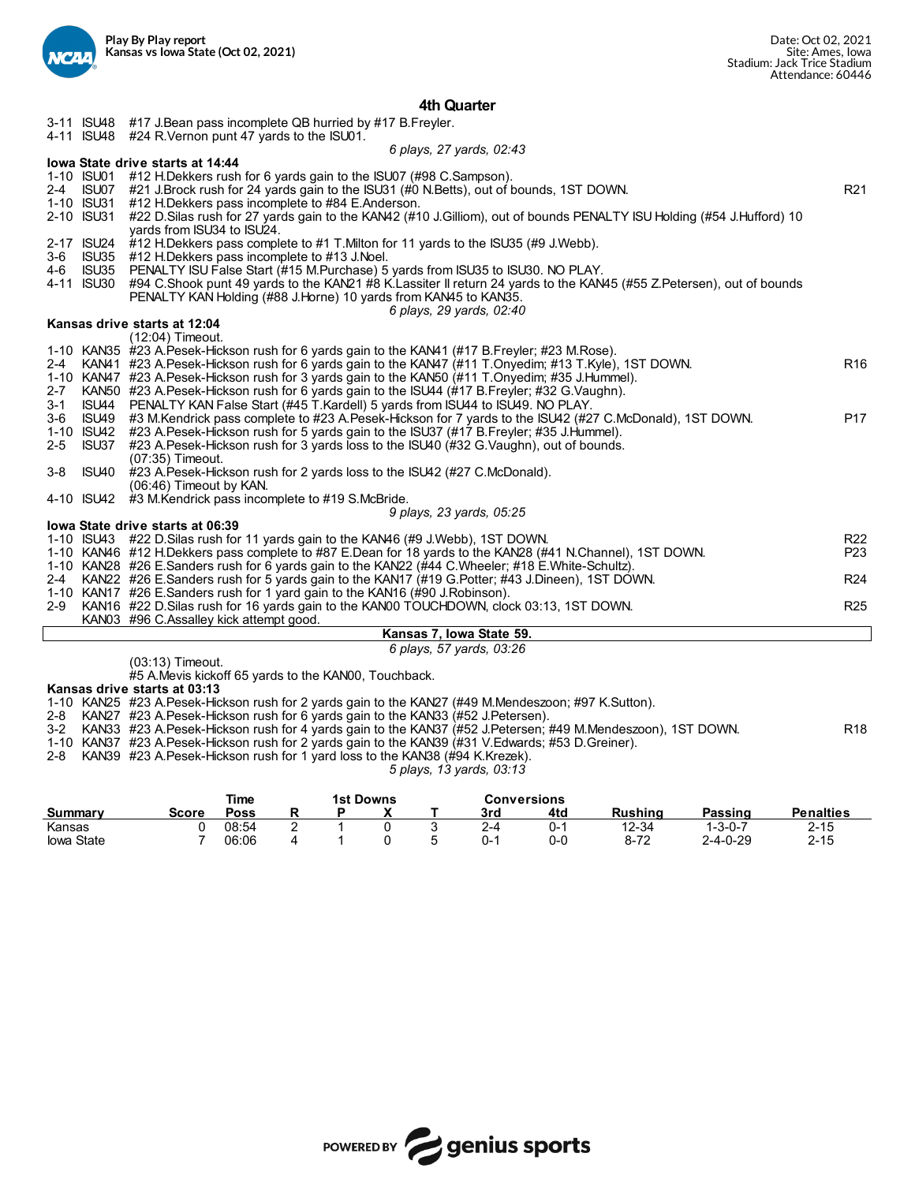## 4th Quarter

| Down | Spot | Play | |
|---|---|---|---|
| 3-11 | ISU48 | #17 J.Bean pass incomplete QB hurried by #17 B.Freyler. | |
| 4-11 | ISU48 | #24 R.Vernon punt 47 yards to the ISU01. | |

*6 plays, 27 yards, 02:43*

**Iowa State drive starts at 14:44**

| Down | Spot | Play | |
|---|---|---|---|
| 1-10 | ISU01 | #12 H.Dekkers rush for 6 yards gain to the ISU07 (#98 C.Sampson). | |
| 2-4 | ISU07 | #21 J.Brock rush for 24 yards gain to the ISU31 (#0 N.Betts), out of bounds, 1ST DOWN. | R21 |
| 1-10 | ISU31 | #12 H.Dekkers pass incomplete to #84 E.Anderson. | |
| 2-10 | ISU31 | #22 D.Silas rush for 27 yards gain to the KAN42 (#10 J.Gilliom), out of bounds PENALTY ISU Holding (#54 J.Hufford) 10 yards from ISU34 to ISU24. | |
| 2-17 | ISU24 | #12 H.Dekkers pass complete to #1 T.Milton for 11 yards to the ISU35 (#9 J.Webb). | |
| 3-6 | ISU35 | #12 H.Dekkers pass incomplete to #13 J.Noel. | |
| 4-6 | ISU35 | PENALTY ISU False Start (#15 M.Purchase) 5 yards from ISU35 to ISU30. NO PLAY. | |
| 4-11 | ISU30 | #94 C.Shook punt 49 yards to the KAN21 #8 K.Lassiter II return 24 yards to the KAN45 (#55 Z.Petersen), out of bounds PENALTY KAN Holding (#88 J.Horne) 10 yards from KAN45 to KAN35. | |

*6 plays, 29 yards, 02:40*

**Kansas drive starts at 12:04**

| Down | Spot | Play | |
|---|---|---|---|
| | | (12:04) Timeout. | |
| 1-10 | KAN35 | #23 A.Pesek-Hickson rush for 6 yards gain to the KAN41 (#17 B.Freyler; #23 M.Rose). | |
| 2-4 | KAN41 | #23 A.Pesek-Hickson rush for 6 yards gain to the KAN47 (#11 T.Onyedim; #13 T.Kyle), 1ST DOWN. | R16 |
| 1-10 | KAN47 | #23 A.Pesek-Hickson rush for 3 yards gain to the KAN50 (#11 T.Onyedim; #35 J.Hummel). | |
| 2-7 | KAN50 | #23 A.Pesek-Hickson rush for 6 yards gain to the ISU44 (#17 B.Freyler; #32 G.Vaughn). | |
| 3-1 | ISU44 | PENALTY KAN False Start (#45 T.Kardell) 5 yards from ISU44 to ISU49. NO PLAY. | |
| 3-6 | ISU49 | #3 M.Kendrick pass complete to #23 A.Pesek-Hickson for 7 yards to the ISU42 (#27 C.McDonald), 1ST DOWN. | P17 |
| 1-10 | ISU42 | #23 A.Pesek-Hickson rush for 5 yards gain to the ISU37 (#17 B.Freyler; #35 J.Hummel). | |
| 2-5 | ISU37 | #23 A.Pesek-Hickson rush for 3 yards loss to the ISU40 (#32 G.Vaughn), out of bounds. | |
| | | (07:35) Timeout. | |
| 3-8 | ISU40 | #23 A.Pesek-Hickson rush for 2 yards loss to the ISU42 (#27 C.McDonald). | |
| | | (06:46) Timeout by KAN. | |
| 4-10 | ISU42 | #3 M.Kendrick pass incomplete to #19 S.McBride. | |

*9 plays, 23 yards, 05:25*

**Iowa State drive starts at 06:39**

| Down | Spot | Play | |
|---|---|---|---|
| 1-10 | ISU43 | #22 D.Silas rush for 11 yards gain to the KAN46 (#9 J.Webb), 1ST DOWN. | R22 |
| 1-10 | KAN46 | #12 H.Dekkers pass complete to #87 E.Dean for 18 yards to the KAN28 (#41 N.Channel), 1ST DOWN. | P23 |
| 1-10 | KAN28 | #26 E.Sanders rush for 6 yards gain to the KAN22 (#44 C.Wheeler; #18 E.White-Schultz). | |
| 2-4 | KAN22 | #26 E.Sanders rush for 5 yards gain to the KAN17 (#19 G.Potter; #43 J.Dineen), 1ST DOWN. | R24 |
| 1-10 | KAN17 | #26 E.Sanders rush for 1 yard gain to the KAN16 (#90 J.Robinson). | |
| 2-9 | KAN16 | #22 D.Silas rush for 16 yards gain to the KAN00 TOUCHDOWN, clock 03:13, 1ST DOWN. | R25 |
| | KAN03 | #96 C.Assalley kick attempt good. | |

**Kansas 7, Iowa State 59.**

*6 plays, 57 yards, 03:26*

(03:13) Timeout.

#5 A.Mevis kickoff 65 yards to the KAN00, Touchback.

**Kansas drive starts at 03:13**

| Down | Spot | Play | |
|---|---|---|---|
| 1-10 | KAN25 | #23 A.Pesek-Hickson rush for 2 yards gain to the KAN27 (#49 M.Mendeszoon; #97 K.Sutton). | |
| 2-8 | KAN27 | #23 A.Pesek-Hickson rush for 6 yards gain to the KAN33 (#52 J.Petersen). | |
| 3-2 | KAN33 | #23 A.Pesek-Hickson rush for 4 yards gain to the KAN37 (#52 J.Petersen; #49 M.Mendeszoon), 1ST DOWN. | R18 |
| 1-10 | KAN37 | #23 A.Pesek-Hickson rush for 2 yards gain to the KAN39 (#31 V.Edwards; #53 D.Greiner). | |
| 2-8 | KAN39 | #23 A.Pesek-Hickson rush for 1 yard loss to the KAN38 (#94 K.Krezek). | |

*5 plays, 13 yards, 03:13*

| Summary | Score | Time Poss | 1st Downs R | 1st Downs P | 1st Downs X | 1st Downs T | Conversions 3rd | Conversions 4td | Rushing | Passing | Penalties |
|---|---|---|---|---|---|---|---|---|---|---|---|
| Kansas | 0 | 08:54 | 2 | 1 | 0 | 3 | 2-4 | 0-1 | 12-34 | 1-3-0-7 | 2-15 |
| Iowa State | 7 | 06:06 | 4 | 1 | 0 | 5 | 0-1 | 0-0 | 8-72 | 2-4-0-29 | 2-15 |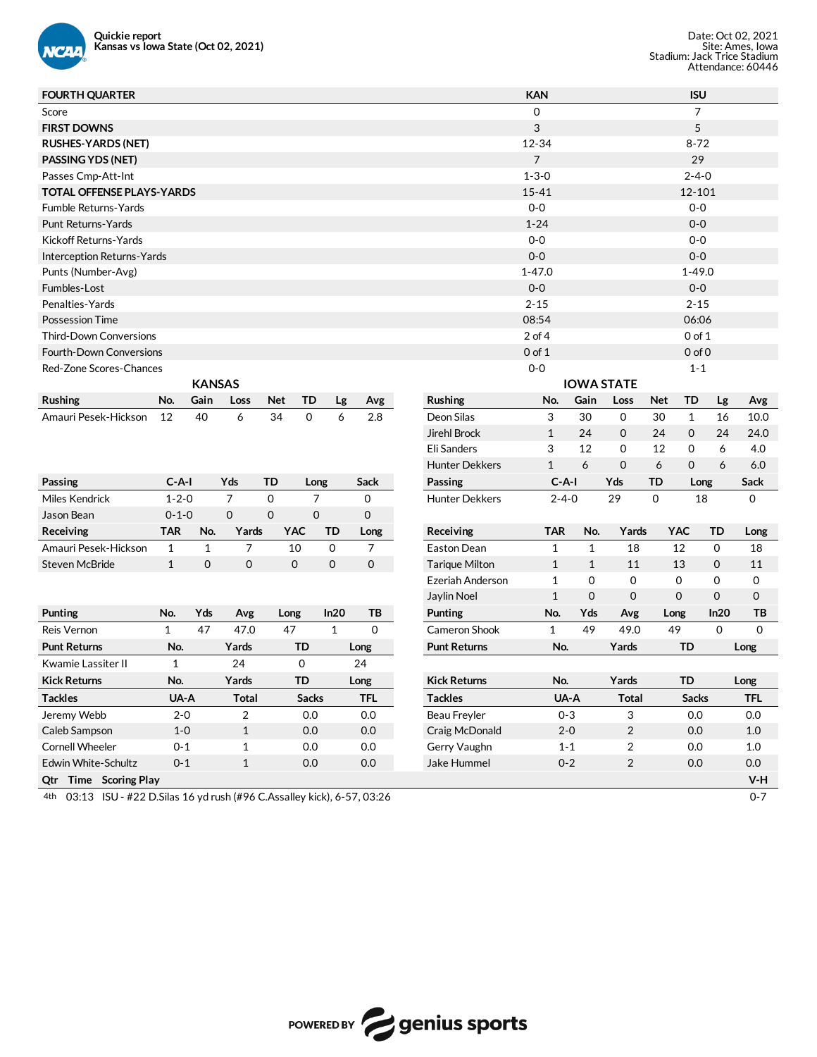**Quickie report**
**Kansas vs Iowa State (Oct 02, 2021)**

Date: Oct 02, 2021
Site: Ames, Iowa
Stadium: Jack Trice Stadium
Attendance: 60446

| FOURTH QUARTER | KAN | ISU |
|---|---|---|
| Score | 0 | 7 |
| **FIRST DOWNS** | 3 | 5 |
| **RUSHES-YARDS (NET)** | 12-34 | 8-72 |
| **PASSING YDS (NET)** | 7 | 29 |
| Passes Cmp-Att-Int | 1-3-0 | 2-4-0 |
| **TOTAL OFFENSE PLAYS-YARDS** | 15-41 | 12-101 |
| Fumble Returns-Yards | 0-0 | 0-0 |
| Punt Returns-Yards | 1-24 | 0-0 |
| Kickoff Returns-Yards | 0-0 | 0-0 |
| Interception Returns-Yards | 0-0 | 0-0 |
| Punts (Number-Avg) | 1-47.0 | 1-49.0 |
| Fumbles-Lost | 0-0 | 0-0 |
| Penalties-Yards | 2-15 | 2-15 |
| Possession Time | 08:54 | 06:06 |
| Third-Down Conversions | 2 of 4 | 0 of 1 |
| Fourth-Down Conversions | 0 of 1 | 0 of 0 |
| Red-Zone Scores-Chances | 0-0 | 1-1 |

## KANSAS

| Rushing | No. | Gain | Loss | Net | TD | Lg | Avg |
|---|---|---|---|---|---|---|---|
| Amauri Pesek-Hickson | 12 | 40 | 6 | 34 | 0 | 6 | 2.8 |

| Passing | C-A-I | Yds | TD | Long | Sack |
|---|---|---|---|---|---|
| Miles Kendrick | 1-2-0 | 7 | 0 | 7 | 0 |
| Jason Bean | 0-1-0 | 0 | 0 | 0 | 0 |

| Receiving | TAR | No. | Yards | YAC | TD | Long |
|---|---|---|---|---|---|---|
| Amauri Pesek-Hickson | 1 | 1 | 7 | 10 | 0 | 7 |
| Steven McBride | 1 | 0 | 0 | 0 | 0 | 0 |

| Punting | No. | Yds | Avg | Long | In20 | TB |
|---|---|---|---|---|---|---|
| Reis Vernon | 1 | 47 | 47.0 | 47 | 1 | 0 |

| Punt Returns | No. | Yards | TD | Long |
|---|---|---|---|---|
| Kwamie Lassiter II | 1 | 24 | 0 | 24 |

| Kick Returns | No. | Yards | TD | Long |
|---|---|---|---|---|

| Tackles | UA-A | Total | Sacks | TFL |
|---|---|---|---|---|
| Jeremy Webb | 2-0 | 2 | 0.0 | 0.0 |
| Caleb Sampson | 1-0 | 1 | 0.0 | 0.0 |
| Cornell Wheeler | 0-1 | 1 | 0.0 | 0.0 |
| Edwin White-Schultz | 0-1 | 1 | 0.0 | 0.0 |

## IOWA STATE

| Rushing | No. | Gain | Loss | Net | TD | Lg | Avg |
|---|---|---|---|---|---|---|---|
| Deon Silas | 3 | 30 | 0 | 30 | 1 | 16 | 10.0 |
| Jirehl Brock | 1 | 24 | 0 | 24 | 0 | 24 | 24.0 |
| Eli Sanders | 3 | 12 | 0 | 12 | 0 | 6 | 4.0 |
| Hunter Dekkers | 1 | 6 | 0 | 6 | 0 | 6 | 6.0 |

| Passing | C-A-I | Yds | TD | Long | Sack |
|---|---|---|---|---|---|
| Hunter Dekkers | 2-4-0 | 29 | 0 | 18 | 0 |

| Receiving | TAR | No. | Yards | YAC | TD | Long |
|---|---|---|---|---|---|---|
| Easton Dean | 1 | 1 | 18 | 12 | 0 | 18 |
| Tarique Milton | 1 | 1 | 11 | 13 | 0 | 11 |
| Ezeriah Anderson | 1 | 0 | 0 | 0 | 0 | 0 |
| Jaylin Noel | 1 | 0 | 0 | 0 | 0 | 0 |

| Punting | No. | Yds | Avg | Long | In20 | TB |
|---|---|---|---|---|---|---|
| Cameron Shook | 1 | 49 | 49.0 | 49 | 0 | 0 |

| Punt Returns | No. | Yards | TD | Long |
|---|---|---|---|---|

| Kick Returns | No. | Yards | TD | Long |
|---|---|---|---|---|

| Tackles | UA-A | Total | Sacks | TFL |
|---|---|---|---|---|
| Beau Freyler | 0-3 | 3 | 0.0 | 0.0 |
| Craig McDonald | 2-0 | 2 | 0.0 | 1.0 |
| Gerry Vaughn | 1-1 | 2 | 0.0 | 1.0 |
| Jake Hummel | 0-2 | 2 | 0.0 | 0.0 |

| Qtr | Time | Scoring Play | V-H |
|---|---|---|---|
| 4th | 03:13 | ISU - #22 D.Silas 16 yd rush (#96 C.Assalley kick), 6-57, 03:26 | 0-7 |